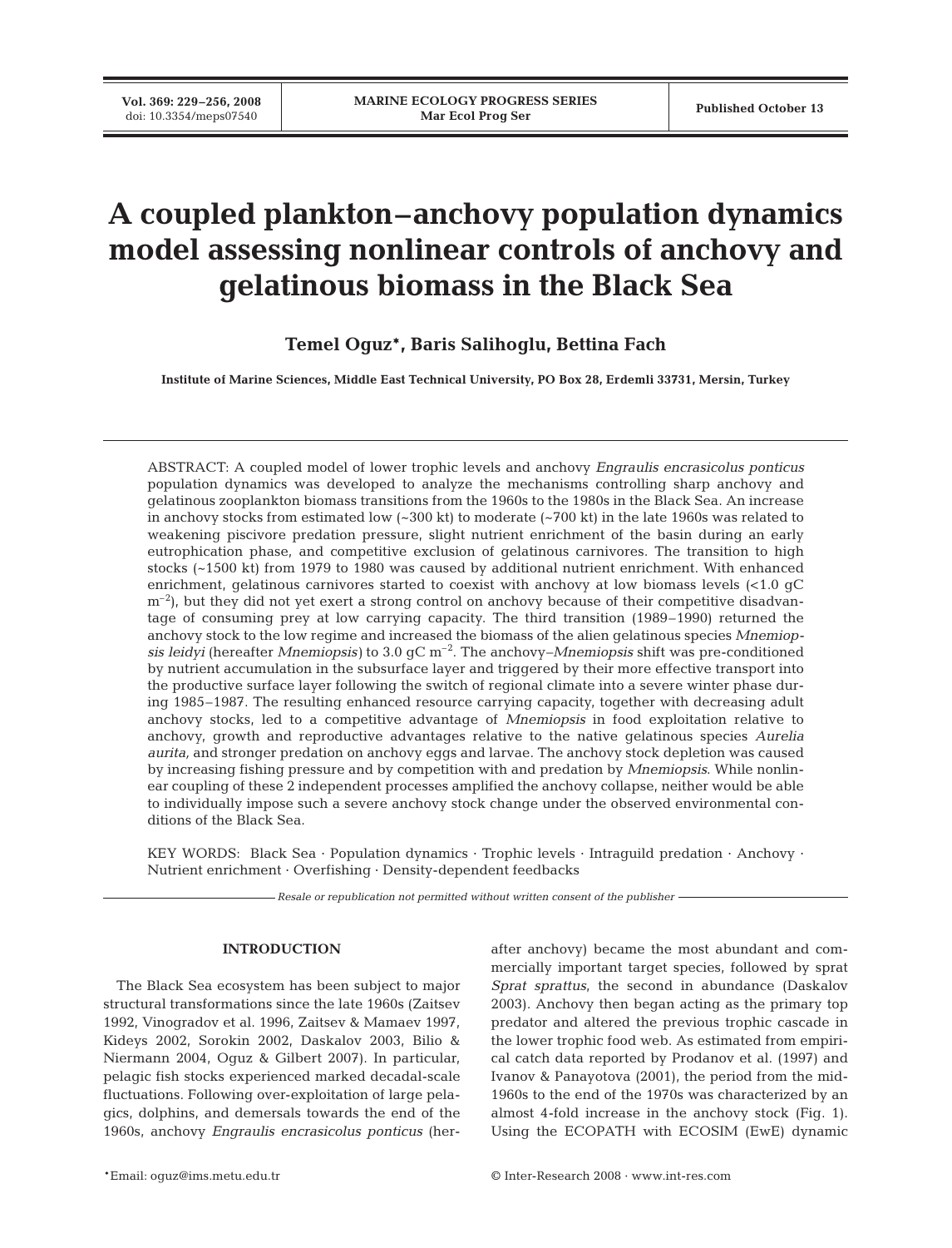# A coupled plankton–anchovy population dynamics model assessing nonlinear controls of anchovy and gelatinous biomass in the Black Sea

**Temel Oguz\*, Baris Salihoglu, Bettina Fach**

Institute of Marine Sciences, Middle East Technical University, PO Box 28, Erdemli 33731, Mersin, Turkey

ABSTRACT: A coupled model of lower trophic levels and anchovy *Engraulis encrasicolus ponticus* population dynamics was developed to analyze the mechanisms controlling sharp anchovy and gelatinous zooplankton biomass transitions from the 1960s to the 1980s in the Black Sea. An increase in anchovy stocks from estimated low (~300 kt) to moderate (~700 kt) in the late 1960s was related to weakening piscivore predation pressure, slight nutrient enrichment of the basin during an early eutrophication phase, and competitive exclusion of gelatinous carnivores. The transition to high stocks (~1500 kt) from 1979 to 1980 was caused by additional nutrient enrichment. With enhanced enrichment, gelatinous carnivores started to coexist with anchovy at low biomass levels (<1.0 gC $m^{-2}$), but they did not yet exert a strong control on anchovy because of their competitive disadvantage of consuming prey at low carrying capacity. The third transition (1989–1990) returned the anchovy stock to the low regime and increased the biomass of the alien gelatinous species *Mnemiopsis leidyi* (hereafter *Mnemiopsis*) to 3.0 gC $m^{-2}$. The anchovy–*Mnemiopsis* shift was pre-conditioned by nutrient accumulation in the subsurface layer and triggered by their more effective transport into the productive surface layer following the switch of regional climate into a severe winter phase during 1985–1987. The resulting enhanced resource carrying capacity, together with decreasing adult anchovy stocks, led to a competitive advantage of *Mnemiopsis* in food exploitation relative to anchovy, growth and reproductive advantages relative to the native gelatinous species *Aurelia aurita,* and stronger predation on anchovy eggs and larvae. The anchovy stock depletion was caused by increasing fishing pressure and by competition with and predation by *Mnemiopsis*. While nonlinear coupling of these 2 independent processes amplified the anchovy collapse, neither would be able to individually impose such a severe anchovy stock change under the observed environmental conditions of the Black Sea.

KEY WORDS: Black Sea · Population dynamics · Trophic levels · Intraguild predation · Anchovy · Nutrient enrichment · Overfishing · Density-dependent feedbacks

*Resale or republication not permitted without written consent of the publisher*

## INTRODUCTION

The Black Sea ecosystem has been subject to major structural transformations since the late 1960s (Zaitsev 1992, Vinogradov et al. 1996, Zaitsev & Mamaev 1997, Kideys 2002, Sorokin 2002, Daskalov 2003, Bilio & Niermann 2004, Oguz & Gilbert 2007). In particular, pelagic fish stocks experienced marked decadal-scale fluctuations. Following over-exploitation of large pelagics, dolphins, and demersals towards the end of the 1960s, anchovy *Engraulis encrasicolus ponticus* (hereafter anchovy) became the most abundant and commercially important target species, followed by sprat *Sprat sprattus*, the second in abundance (Daskalov 2003). Anchovy then began acting as the primary top predator and altered the previous trophic cascade in the lower trophic food web. As estimated from empirical catch data reported by Prodanov et al. (1997) and Ivanov & Panayotova (2001), the period from the mid-1960s to the end of the 1970s was characterized by an almost 4-fold increase in the anchovy stock (Fig. 1). Using the ECOPATH with ECOSIM (EwE) dynamic

\*Email: oguz@ims.metu.edu.tr

© Inter-Research 2008 · www.int-res.com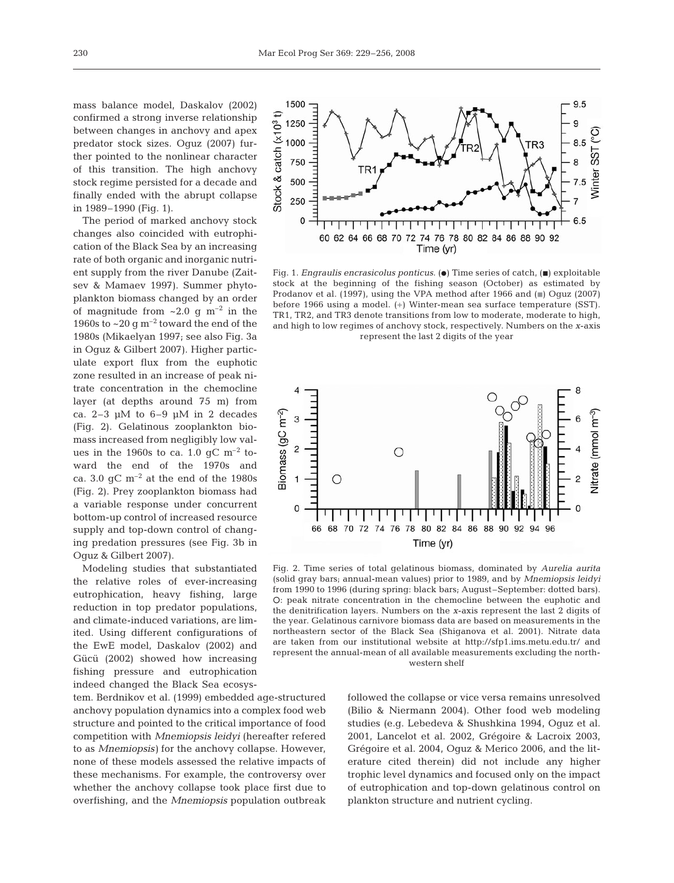mass balance model, Daskalov (2002) confirmed a strong inverse relationship between changes in anchovy and apex predator stock sizes. Oguz (2007) further pointed to the nonlinear character of this transition. The high anchovy stock regime persisted for a decade and finally ended with the abrupt collapse in 1989–1990 (Fig. 1).

The period of marked anchovy stock changes also coincided with eutrophication of the Black Sea by an increasing rate of both organic and inorganic nutrient supply from the river Danube (Zaitsev & Mamaev 1997). Summer phytoplankton biomass changed by an order of magnitude from ~2.0 g $m^{-2}$ in the 1960s to ~20 g $m^{-2}$ toward the end of the 1980s (Mikaelyan 1997; see also Fig. 3a in Oguz & Gilbert 2007). Higher particulate export flux from the euphotic zone resulted in an increase of peak nitrate concentration in the chemocline layer (at depths around 75 m) from ca. 2–3 µM to 6–9 µM in 2 decades (Fig. 2). Gelatinous zooplankton biomass increased from negligibly low values in the 1960s to ca. 1.0 gC $m^{-2}$ toward the end of the 1970s and ca. 3.0 gC $m^{-2}$ at the end of the 1980s (Fig. 2). Prey zooplankton biomass had a variable response under concurrent bottom-up control of increased resource supply and top-down control of changing predation pressures (see Fig. 3b in Oguz & Gilbert 2007).

Modeling studies that substantiated the relative roles of ever-increasing eutrophication, heavy fishing, large reduction in top predator populations, and climate-induced variations, are limited. Using different configurations of the EwE model, Daskalov (2002) and Gücü (2002) showed how increasing fishing pressure and eutrophication indeed changed the Black Sea ecosystem. Berdnikov et al. (1999) embedded age-structured anchovy population dynamics into a complex food web structure and pointed to the critical importance of food competition with *Mnemiopsis leidyi* (hereafter refered to as *Mnemiopsis*) for the anchovy collapse. However, none of these models assessed the relative impacts of these mechanisms. For example, the controversy over whether the anchovy collapse took place first due to overfishing, and the *Mnemiopsis* population outbreak followed the collapse or vice versa remains unresolved (Bilio & Niermann 2004). Other food web modeling studies (e.g. Lebedeva & Shushkina 1994, Oguz et al. 2001, Lancelot et al. 2002, Grégoire & Lacroix 2003, Grégoire et al. 2004, Oguz & Merico 2006, and the literature cited therein) did not include any higher trophic level dynamics and focused only on the impact of eutrophication and top-down gelatinous control on plankton structure and nutrient cycling.

Fig. 1. *Engraulis encrasicolus ponticus*. (●) Time series of catch, (■) exploitable stock at the beginning of the fishing season (October) as estimated by Prodanov et al. (1997), using the VPA method after 1966 and (■) Oguz (2007) before 1966 using a model. (+) Winter-mean sea surface temperature (SST). TR1, TR2, and TR3 denote transitions from low to moderate, moderate to high, and high to low regimes of anchovy stock, respectively. Numbers on the *x*-axis represent the last 2 digits of the year

Fig. 2. Time series of total gelatinous biomass, dominated by *Aurelia aurita* (solid gray bars; annual-mean values) prior to 1989, and by *Mnemiopsis leidyi* from 1990 to 1996 (during spring: black bars; August–September: dotted bars). O: peak nitrate concentration in the chemocline between the euphotic and the denitrification layers. Numbers on the *x*-axis represent the last 2 digits of the year. Gelatinous carnivore biomass data are based on measurements in the northeastern sector of the Black Sea (Shiganova et al. 2001). Nitrate data are taken from our institutional website at http://sfp1.ims.metu.edu.tr/ and represent the annual-mean of all available measurements excluding the northwestern shelf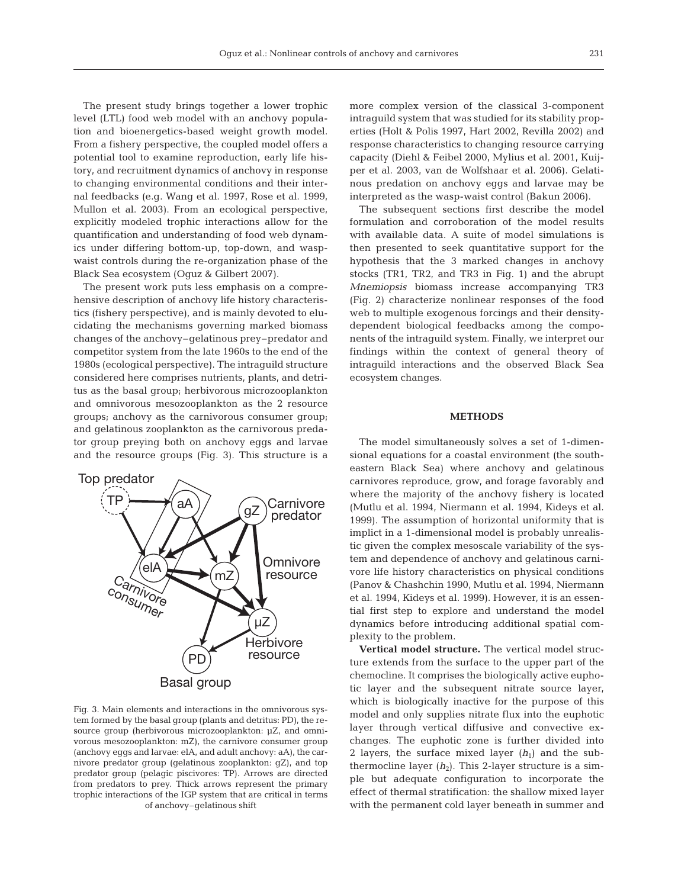The present study brings together a lower trophic level (LTL) food web model with an anchovy population and bioenergetics-based weight growth model. From a fishery perspective, the coupled model offers a potential tool to examine reproduction, early life history, and recruitment dynamics of anchovy in response to changing environmental conditions and their internal feedbacks (e.g. Wang et al. 1997, Rose et al. 1999, Mullon et al. 2003). From an ecological perspective, explicitly modeled trophic interactions allow for the quantification and understanding of food web dynamics under differing bottom-up, top-down, and wasp-waist controls during the re-organization phase of the Black Sea ecosystem (Oguz & Gilbert 2007).

The present work puts less emphasis on a comprehensive description of anchovy life history characteristics (fishery perspective), and is mainly devoted to elucidating the mechanisms governing marked biomass changes of the anchovy–gelatinous prey–predator and competitor system from the late 1960s to the end of the 1980s (ecological perspective). The intraguild structure considered here comprises nutrients, plants, and detritus as the basal group; herbivorous microzooplankton and omnivorous mesozooplankton as the 2 resource groups; anchovy as the carnivorous consumer group; and gelatinous zooplankton as the carnivorous predator group preying both on anchovy eggs and larvae and the resource groups (Fig. 3). This structure is a more complex version of the classical 3-component intraguild system that was studied for its stability properties (Holt & Polis 1997, Hart 2002, Revilla 2002) and response characteristics to changing resource carrying capacity (Diehl & Feibel 2000, Mylius et al. 2001, Kuijper et al. 2003, van de Wolfshaar et al. 2006). Gelatinous predation on anchovy eggs and larvae may be interpreted as the wasp-waist control (Bakun 2006).

Fig. 3. Main elements and interactions in the omnivorous system formed by the basal group (plants and detritus: PD), the resource group (herbivorous microzooplankton: µZ, and omnivorous mesozooplankton: mZ), the carnivore consumer group (anchovy eggs and larvae: elA, and adult anchovy: aA), the carnivore predator group (gelatinous zooplankton: gZ), and top predator group (pelagic piscivores: TP). Arrows are directed from predators to prey. Thick arrows represent the primary trophic interactions of the IGP system that are critical in terms of anchovy–gelatinous shift

The subsequent sections first describe the model formulation and corroboration of the model results with available data. A suite of model simulations is then presented to seek quantitative support for the hypothesis that the 3 marked changes in anchovy stocks (TR1, TR2, and TR3 in Fig. 1) and the abrupt *Mnemiopsis* biomass increase accompanying TR3 (Fig. 2) characterize nonlinear responses of the food web to multiple exogenous forcings and their density-dependent biological feedbacks among the components of the intraguild system. Finally, we interpret our findings within the context of general theory of intraguild interactions and the observed Black Sea ecosystem changes.

## METHODS

The model simultaneously solves a set of 1-dimensional equations for a coastal environment (the southeastern Black Sea) where anchovy and gelatinous carnivores reproduce, grow, and forage favorably and where the majority of the anchovy fishery is located (Mutlu et al. 1994, Niermann et al. 1994, Kideys et al. 1999). The assumption of horizontal uniformity that is implicit in a 1-dimensional model is probably unrealistic given the complex mesoscale variability of the system and dependence of anchovy and gelatinous carnivore life history characteristics on physical conditions (Panov & Chashchin 1990, Mutlu et al. 1994, Niermann et al. 1994, Kideys et al. 1999). However, it is an essential first step to explore and understand the model dynamics before introducing additional spatial complexity to the problem.

**Vertical model structure.** The vertical model structure extends from the surface to the upper part of the chemocline. It comprises the biologically active euphotic layer and the subsequent nitrate source layer, which is biologically inactive for the purpose of this model and only supplies nitrate flux into the euphotic layer through vertical diffusive and convective exchanges. The euphotic zone is further divided into 2 layers, the surface mixed layer ($h_1$) and the subthermocline layer ($h_2$). This 2-layer structure is a simple but adequate configuration to incorporate the effect of thermal stratification: the shallow mixed layer with the permanent cold layer beneath in summer and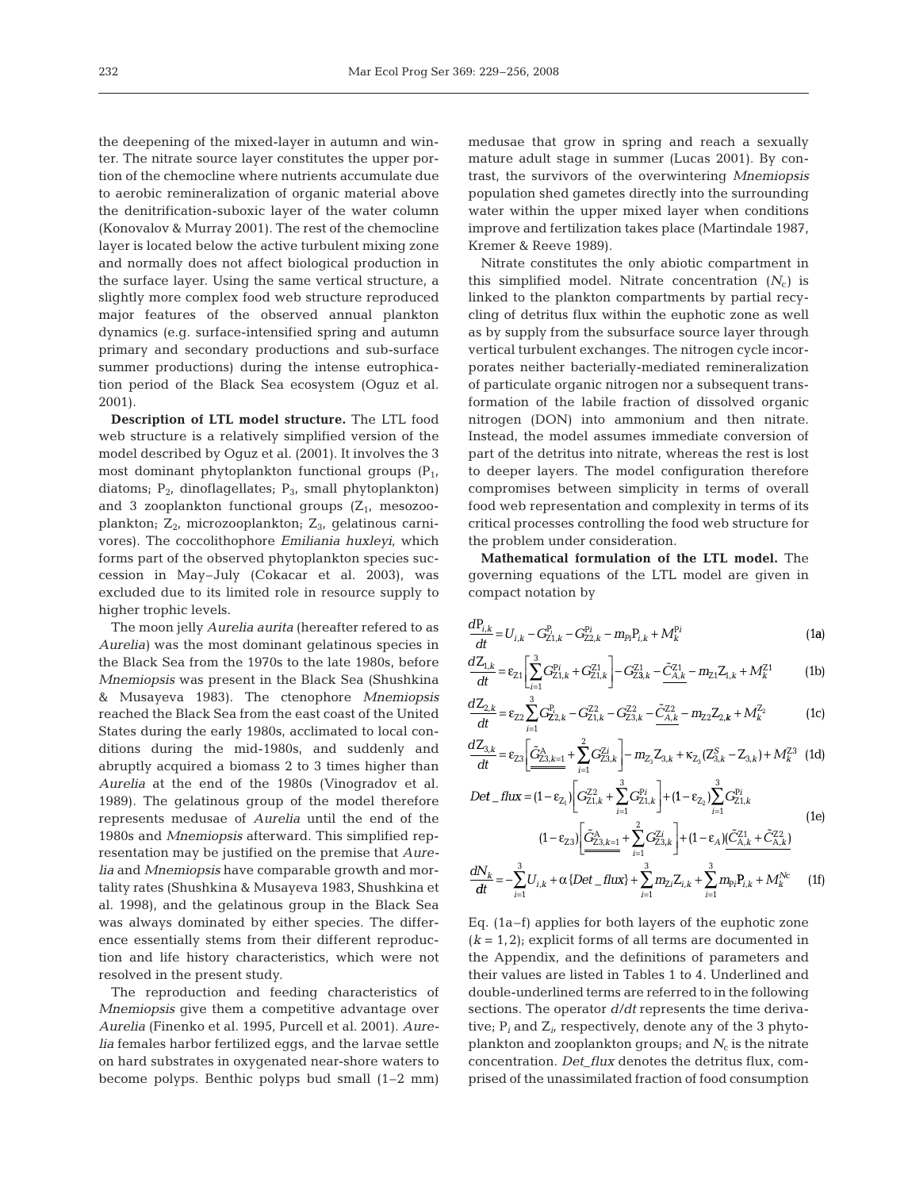the deepening of the mixed-layer in autumn and winter. The nitrate source layer constitutes the upper portion of the chemocline where nutrients accumulate due to aerobic remineralization of organic material above the denitrification-suboxic layer of the rest of the water column (Konovalov & Murray 2001). The rest of the chemocline layer is located below the active turbulent mixing zone and normally does not affect biological production in the surface layer. Using the same vertical structure, a slightly more complex food web structure reproduced major features of the observed annual plankton dynamics (e.g. surface-intensified spring and autumn primary and secondary productions and sub-surface summer productions) during the intense eutrophication period of the Black Sea ecosystem (Oguz et al. 2001).

**Description of LTL model structure.** The LTL food web structure is a relatively simplified version of the model described by Oguz et al. (2001). It involves the 3 most dominant phytoplankton functional groups ($P_1$, diatoms; $P_2$, dinoflagellates; $P_3$, small phytoplankton) and 3 zooplankton functional groups ($Z_1$, mesozooplankton; $Z_2$, microzooplankton; $Z_3$, gelatinous carnivores). The coccolithophore *Emiliania huxleyi*, which forms part of the observed phytoplankton species succession in May–July (Cokacar et al. 2003), was excluded due to its limited role in resource supply to higher trophic levels.

The moon jelly *Aurelia aurita* (hereafter refered to as *Aurelia*) was the most dominant gelatinous species in the Black Sea from the 1970s to the late 1980s, before *Mnemiopsis* was present in the Black Sea (Shushkina & Musayeva 1983). The ctenophore *Mnemiopsis* reached the Black Sea from the east coast of the United States during the early 1980s, acclimated to local conditions during the mid-1980s, and suddenly and abruptly acquired a biomass 2 to 3 times higher than *Aurelia* at the end of the 1980s (Vinogradov et al. 1989). The gelatinous group of the model therefore represents medusae of *Aurelia* until the end of the 1980s and *Mnemiopsis* afterward. This simplified representation may be justified on the premise that *Aurelia* and *Mnemiopsis* have comparable growth and mortality rates (Shushkina & Musayeva 1983, Shushkina et al. 1998), and the gelatinous group in the Black Sea was always dominated by either species. The difference essentially stems from their different reproduction and life history characteristics, which were not resolved in the present study.

The reproduction and feeding characteristics of *Mnemiopsis* give them a competitive advantage over *Aurelia* (Finenko et al. 1995, Purcell et al. 2001). *Aurelia* females harbor fertilized eggs, and the larvae settle on hard substrates in oxygenated near-shore waters to become polyps. Benthic polyps bud small (1–2 mm) medusae that grow in spring and reach a sexually mature adult stage in summer (Lucas 2001). By contrast, the survivors of the overwintering *Mnemiopsis* population shed gametes directly into the surrounding water within the upper mixed layer when conditions improve and fertilization takes place (Martindale 1987, Kremer & Reeve 1989).

Nitrate constitutes the only abiotic compartment in this simplified model. Nitrate concentration ($N_c$) is linked to the plankton compartments by partial recycling of detritus flux within the euphotic zone as well as by supply from the subsurface source layer through vertical turbulent exchanges. The nitrogen cycle incorporates neither bacterially-mediated remineralization of particulate organic nitrogen nor a subsequent transformation of the labile fraction of dissolved organic nitrogen (DON) into ammonium and then nitrate. Instead, the model assumes immediate conversion of part of the detritus into nitrate, whereas the rest is lost to deeper layers. The model configuration therefore compromises between simplicity in terms of overall food web representation and complexity in terms of its critical processes controlling the food web structure for the problem under consideration.

**Mathematical formulation of the LTL model.** The governing equations of the LTL model are given in compact notation by

$$\frac{dP_{i,k}}{dt} = U_{i,k} - G^{P_i}_{Z1,k} - G^{Pi}_{Z2,k} - m_{Pi}P_{i,k} + M^{Pi}_k \tag{1a}$$

$$\frac{dZ_{1,k}}{dt} = \varepsilon_{Z1}\left[\sum_{i=1}^{3} G^{Pi}_{Z1,k} + G^{Z1}_{Z1,k}\right] - G^{Z1}_{Z3,k} - \underline{\tilde{C}^{Z1}_{A,k}} - m_{Z1}Z_{1,k} + M^{Z1}_k \tag{1b}$$

$$\frac{dZ_{2,k}}{dt} = \varepsilon_{Z2}\sum_{i=1}^{3} G^{P_i}_{Z2,k} - G^{Z2}_{Z1,k} - G^{Z2}_{Z3,k} - \underline{\tilde{C}^{Z2}_{A,k}} - m_{Z2}Z_{2,k} + M^{Z_2}_k \tag{1c}$$

$$\frac{dZ_{3,k}}{dt} = \varepsilon_{Z3}\left[\underline{\underline{\tilde{G}^{A}_{Z3,k=1}}} + \sum_{i=1}^{2} G^{Zi}_{Z3,k}\right] - m_{Z_3}Z_{3,k} + \kappa_{Z_3}(Z^{S}_{3,k} - Z_{3,k}) + M^{Z3}_k \tag{1d}$$

$$\begin{aligned} Det\_flux = {} & (1-\varepsilon_{Z_1})\left[G^{Z2}_{Z1,k} + \sum_{i=1}^{3} G^{Pi}_{Z1,k}\right] + (1-\varepsilon_{Z_2})\sum_{i=1}^{3} G^{Pi}_{Z1,k} \\ & (1-\varepsilon_{Z3})\left[\underline{\underline{\tilde{G}^{A}_{Z3,k=1}}} + \sum_{i=1}^{2} G^{Zi}_{Z3,k}\right] + (1-\varepsilon_{A})\underline{(\tilde{C}^{Z1}_{A,k} + \tilde{C}^{Z2}_{A,k})} \end{aligned} \tag{1e}$$

$$\frac{dN_k}{dt} = -\sum_{i=1}^{3} U_{i,k} + \alpha\{Det\_flux\} + \sum_{i=1}^{3} m_{Zi}Z_{i,k} + \sum_{i=1}^{3} m_{Pi}P_{i,k} + M^{Nc}_k \tag{1f}$$

Eq. (1a–f) applies for both layers of the euphotic zone ($k = 1, 2$); explicit forms of all terms are documented in the Appendix, and the definitions of parameters and their values are listed in Tables 1 to 4. Underlined and double-underlined terms are referred to in the following sections. The operator $d/dt$ represents the time derivative; $P_i$ and $Z_i$, respectively, denote any of the 3 phytoplankton and zooplankton groups; and $N_c$ is the nitrate concentration. *Det_flux* denotes the detritus flux, comprised of the unassimilated fraction of food consumption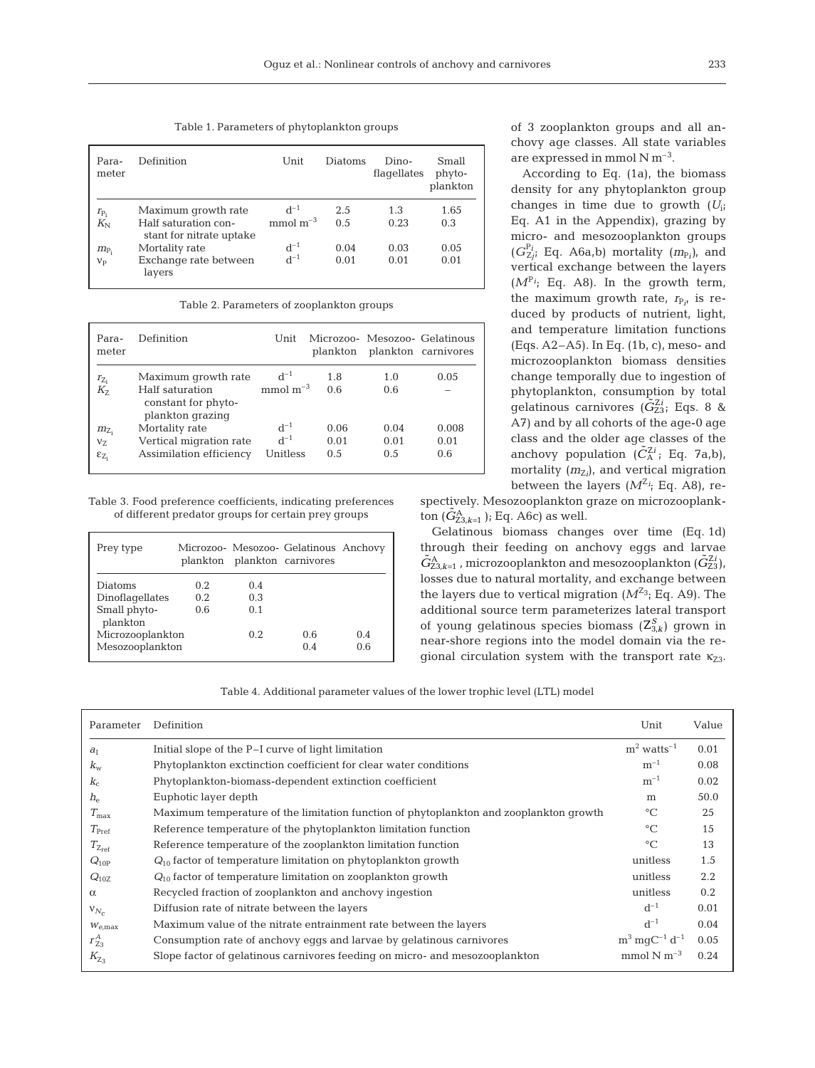Table 1. Parameters of phytoplankton groups

| Parameter | Definition | Unit | Diatoms | Dinoflagellates | Small phytoplankton |
|---|---|---|---|---|---|
| $r_{P_i}$ | Maximum growth rate | $d^{-1}$ | 2.5 | 1.3 | 1.65 |
| $K_N$ | Half saturation constant for nitrate uptake | $mmol\ m^{-3}$ | 0.5 | 0.23 | 0.3 |
| $m_{P_i}$ | Mortality rate | $d^{-1}$ | 0.04 | 0.03 | 0.05 |
| $\nu_P$ | Exchange rate between layers | $d^{-1}$ | 0.01 | 0.01 | 0.01 |

Table 2. Parameters of zooplankton groups

| Parameter | Definition | Unit | Microzooplankton | Mesozooplankton | Gelatinous carnivores |
|---|---|---|---|---|---|
| $r_{Z_i}$ | Maximum growth rate | $d^{-1}$ | 1.8 | 1.0 | 0.05 |
| $K_Z$ | Half saturation constant for phytoplankton grazing | $mmol\ m^{-3}$ | 0.6 | 0.6 | – |
| $m_{Z_i}$ | Mortality rate | $d^{-1}$ | 0.06 | 0.04 | 0.008 |
| $\nu_Z$ | Vertical migration rate | $d^{-1}$ | 0.01 | 0.01 | 0.01 |
| $\varepsilon_{Z_i}$ | Assimilation efficiency | Unitless | 0.5 | 0.5 | 0.6 |

Table 3. Food preference coefficients, indicating preferences of different predator groups for certain prey groups

| Prey type | Microzooplankton | Mesozooplankton | Gelatinous carnivores | Anchovy |
|---|---|---|---|---|
| Diatoms | 0.2 | 0.4 | | |
| Dinoflagellates | 0.2 | 0.3 | | |
| Small phytoplankton | 0.6 | 0.1 | | |
| Microzooplankton | | 0.2 | 0.6 | 0.4 |
| Mesozooplankton | | | 0.4 | 0.6 |

of 3 zooplankton groups and all anchovy age classes. All state variables are expressed in mmol N $m^{-3}$.

According to Eq. (1a), the biomass density for any phytoplankton group changes in time due to growth ($U_i$; Eq. A1 in the Appendix), grazing by micro- and mesozooplankton groups ($G^{P_i}_{Z_j}$; Eq. A6a,b) mortality ($m_{P_i}$), and vertical exchange between the layers ($M^{P_i}$; Eq. A8). In the growth term, the maximum growth rate, $r_{P_i}$, is reduced by products of nutrient, light, and temperature limitation functions (Eqs. A2–A5). In Eq. (1b, c), meso- and microzooplankton biomass densities change temporally due to ingestion of phytoplankton, consumption by total gelatinous carnivores ($\tilde{G}^{Z_i}_{Z3}$; Eqs. 8 & A7) and by all cohorts of the age-0 age class and the older age classes of the anchovy population ($\tilde{C}^{Z_i}_{A}$; Eq. 7a,b), mortality ($m_{Z_i}$), and vertical migration between the layers ($M^{Z_i}$; Eq. A8), respectively. Mesozooplankton graze on microzooplankton ($\tilde{G}^{A}_{Z3,k=1}$ ); Eq. A6c) as well.

Gelatinous biomass changes over time (Eq. 1d) through their feeding on anchovy eggs and larvae $\tilde{G}^{A}_{Z3,k=1}$ , microzooplankton and mesozooplankton ($\tilde{G}^{Z_i}_{Z3}$), losses due to natural mortality, and exchange between the layers due to vertical migration ($M^{Z_3}$; Eq. A9). The additional source term parameterizes lateral transport of young gelatinous species biomass ($Z^{S}_{3,k}$) grown in near-shore regions into the model domain via the regional circulation system with the transport rate $\kappa_{Z3}$.

Table 4. Additional parameter values of the lower trophic level (LTL) model

| Parameter | Definition | Unit | Value |
|---|---|---|---|
| $a_I$ | Initial slope of the P–I curve of light limitation | $m^2\ watts^{-1}$ | 0.01 |
| $k_w$ | Phytoplankton exctinction coefficient for clear water conditions | $m^{-1}$ | 0.08 |
| $k_c$ | Phytoplankton-biomass-dependent extinction coefficient | $m^{-1}$ | 0.02 |
| $h_e$ | Euphotic layer depth | m | 50.0 |
| $T_{max}$ | Maximum temperature of the limitation function of phytoplankton and zooplankton growth | °C | 25 |
| $T_{Pref}$ | Reference temperature of the phytoplankton limitation function | °C | 15 |
| $T_{Z_{ref}}$ | Reference temperature of the zooplankton limitation function | °C | 13 |
| $Q_{10P}$ | $Q_{10}$ factor of temperature limitation on phytoplankton growth | unitless | 1.5 |
| $Q_{10Z}$ | $Q_{10}$ factor of temperature limitation on zooplankton growth | unitless | 2.2 |
| $\alpha$ | Recycled fraction of zooplankton and anchovy ingestion | unitless | 0.2 |
| $\nu_{N_c}$ | Diffusion rate of nitrate between the layers | $d^{-1}$ | 0.01 |
| $w_{e,max}$ | Maximum value of the nitrate entrainment rate between the layers | $d^{-1}$ | 0.04 |
| $r^{A}_{Z_3}$ | Consumption rate of anchovy eggs and larvae by gelatinous carnivores | $m^3\ mgC^{-1}\ d^{-1}$ | 0.05 |
| $K_{Z_3}$ | Slope factor of gelatinous carnivores feeding on micro- and mesozooplankton | mmol N $m^{-3}$ | 0.24 |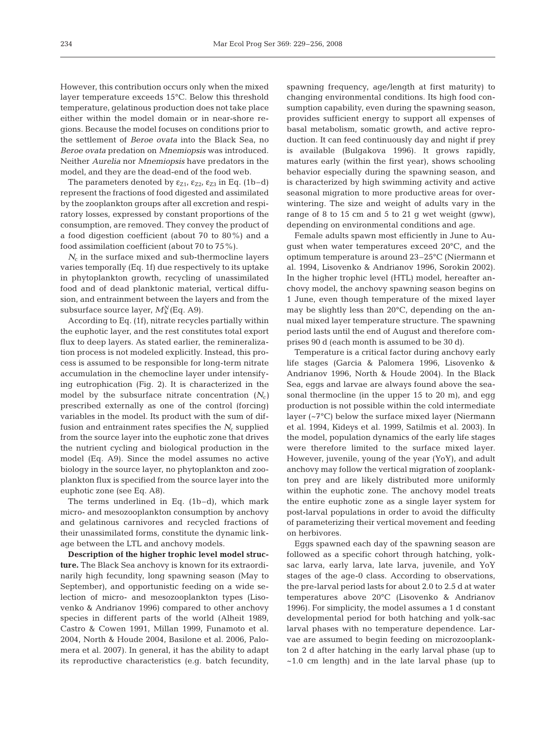However, this contribution occurs only when the mixed layer temperature exceeds 15°C. Below this threshold temperature, gelatinous production does not take place either within the model domain or in near-shore regions. Because the model focuses on conditions prior to the settlement of *Beroe ovata* into the Black Sea, no *Beroe ovata* predation on *Mnemiopsis* was introduced. Neither *Aurelia* nor *Mnemiopsis* have predators in the model, and they are the dead-end of the food web.

The parameters denoted by $\varepsilon_{Z1}$, $\varepsilon_{Z2}$, $\varepsilon_{Z3}$ in Eq. (1b–d) represent the fractions of food digested and assimilated by the zooplankton groups after all excretion and respiratory losses, expressed by constant proportions of the consumption, are removed. They convey the product of a food digestion coefficient (about 70 to 80%) and a food assimilation coefficient (about 70 to 75%).

$N_c$ in the surface mixed and sub-thermocline layers varies temporally (Eq. 1f) due respectively to its uptake in phytoplankton growth, recycling of unassimilated food and of dead planktonic material, vertical diffusion, and entrainment between the layers and from the subsurface source layer, $M_k^N$ (Eq. A9).

According to Eq. (1f), nitrate recycles partially within the euphotic layer, and the rest constitutes total export flux to deep layers. As stated earlier, the remineralization process is not modeled explicitly. Instead, this process is assumed to be responsible for long-term nitrate accumulation in the chemocline layer under intensifying eutrophication (Fig. 2). It is characterized in the model by the subsurface nitrate concentration ($N_c$) prescribed externally as one of the control (forcing) variables in the model. Its product with the sum of diffusion and entrainment rates specifies the $N_c$ supplied from the source layer into the euphotic zone that drives the nutrient cycling and biological production in the model (Eq. A9). Since the model assumes no active biology in the source layer, no phytoplankton and zooplankton flux is specified from the source layer into the euphotic zone (see Eq. A8).

The terms underlined in Eq. (1b–d), which mark micro- and mesozooplankton consumption by anchovy and gelatinous carnivores and recycled fractions of their unassimilated forms, constitute the dynamic linkage between the LTL and anchovy models.

**Description of the higher trophic level model structure.** The Black Sea anchovy is known for its extraordinarily high fecundity, long spawning season (May to September), and opportunistic feeding on a wide selection of micro- and mesozooplankton types (Lisovenko & Andrianov 1996) compared to other anchovy species in different parts of the world (Alheit 1989, Castro & Cowen 1991, Millan 1999, Funamoto et al. 2004, North & Houde 2004, Basilone et al. 2006, Palomera et al. 2007). In general, it has the ability to adapt its reproductive characteristics (e.g. batch fecundity, spawning frequency, age/length at first maturity) to changing environmental conditions. Its high food consumption capability, even during the spawning season, provides sufficient energy to support all expenses of basal metabolism, somatic growth, and active reproduction. It can feed continuously day and night if prey is available (Bulgakova 1996). It grows rapidly, matures early (within the first year), shows schooling behavior especially during the spawning season, and is characterized by high swimming activity and active seasonal migration to more productive areas for overwintering. The size and weight of adults vary in the range of 8 to 15 cm and 5 to 21 g wet weight (gww), depending on environmental conditions and age.

Female adults spawn most efficiently in June to August when water temperatures exceed 20°C, and the optimum temperature is around 23–25°C (Niermann et al. 1994, Lisovenko & Andrianov 1996, Sorokin 2002). In the higher trophic level (HTL) model, hereafter anchovy model, the anchovy spawning season begins on 1 June, even though temperature of the mixed layer may be slightly less than 20°C, depending on the annual mixed layer temperature structure. The spawning period lasts until the end of August and therefore comprises 90 d (each month is assumed to be 30 d).

Temperature is a critical factor during anchovy early life stages (Garcia & Palomera 1996, Lisovenko & Andrianov 1996, North & Houde 2004). In the Black Sea, eggs and larvae are always found above the seasonal thermocline (in the upper 15 to 20 m), and egg production is not possible within the cold intermediate layer (~7°C) below the surface mixed layer (Niermann et al. 1994, Kideys et al. 1999, Satilmis et al. 2003). In the model, population dynamics of the early life stages were therefore limited to the surface mixed layer. However, juvenile, young of the year (YoY), and adult anchovy may follow the vertical migration of zooplankton prey and are likely distributed more uniformly within the euphotic zone. The anchovy model treats the entire euphotic zone as a single layer system for post-larval populations in order to avoid the difficulty of parameterizing their vertical movement and feeding on herbivores.

Eggs spawned each day of the spawning season are followed as a specific cohort through hatching, yolk-sac larva, early larva, late larva, juvenile, and YoY stages of the age-0 class. According to observations, the pre-larval period lasts for about 2.0 to 2.5 d at water temperatures above 20°C (Lisovenko & Andrianov 1996). For simplicity, the model assumes a 1 d constant developmental period for both hatching and yolk-sac larval phases with no temperature dependence. Larvae are assumed to begin feeding on microzooplankton 2 d after hatching in the early larval phase (up to ~1.0 cm length) and in the late larval phase (up to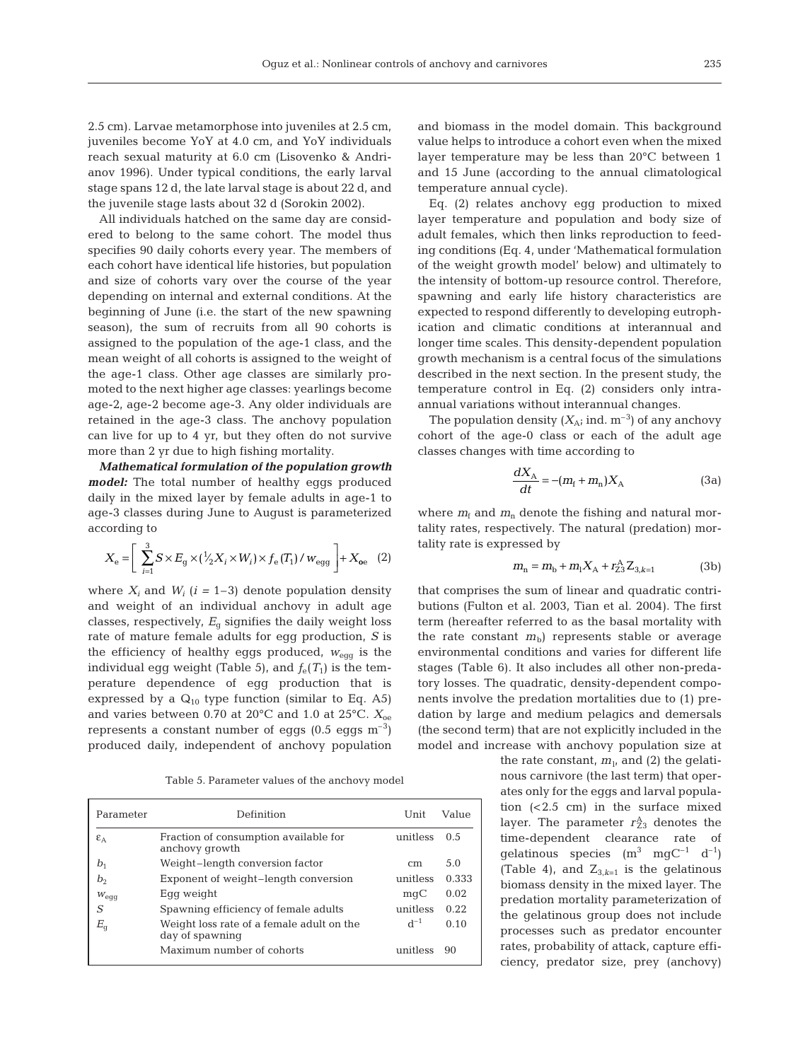2.5 cm). Larvae metamorphose into juveniles at 2.5 cm, juveniles become YoY at 4.0 cm, and YoY individuals reach sexual maturity at 6.0 cm (Lisovenko & Andrianov 1996). Under typical conditions, the early larval stage spans 12 d, the late larval stage is about 22 d, and the juvenile stage lasts about 32 d (Sorokin 2002).

All individuals hatched on the same day are considered to belong to the same cohort. The model thus specifies 90 daily cohorts every year. The members of each cohort have identical life histories, but population and size of cohorts vary over the course of the year depending on internal and external conditions. At the beginning of June (i.e. the start of the new spawning season), the sum of recruits from all 90 cohorts is assigned to the population of the age-1 class, and the mean weight of all cohorts is assigned to the weight of the age-1 class. Other age classes are similarly promoted to the next higher age classes: yearlings become age-2, age-2 become age-3. Any older individuals are retained in the age-3 class. The anchovy population can live for up to 4 yr, but they often do not survive more than 2 yr due to high fishing mortality.

***Mathematical formulation of the population growth model:*** The total number of healthy eggs produced daily in the mixed layer by female adults in age-1 to age-3 classes during June to August is parameterized according to

$$X_e = \left[ \sum_{i=1}^{3} S \times E_g \times (\tfrac{1}{2} X_i \times W_i) \times f_e(T_1) / w_{egg} \right] + X_{oe} \quad (2)$$

where $X_i$ and $W_i$ ($i$ = 1–3) denote population density and weight of an individual anchovy in adult age classes, respectively, $E_g$ signifies the daily weight loss rate of mature female adults for egg production, $S$ is the efficiency of healthy eggs produced, $w_{egg}$ is the individual egg weight (Table 5), and $f_e(T_1)$ is the temperature dependence of egg production that is expressed by a $Q_{10}$ type function (similar to Eq. A5) and varies between 0.70 at 20°C and 1.0 at 25°C. $X_{oe}$ represents a constant number of eggs (0.5 eggs $m^{-3}$) produced daily, independent of anchovy population and biomass in the model domain. This background value helps to introduce a cohort even when the mixed layer temperature may be less than 20°C between 1 and 15 June (according to the annual climatological temperature annual cycle).

Table 5. Parameter values of the anchovy model

| Parameter | Definition | Unit | Value |
|---|---|---|---|
| $\varepsilon_A$ | Fraction of consumption available for anchovy growth | unitless | 0.5 |
| $b_1$ | Weight–length conversion factor | cm | 5.0 |
| $b_2$ | Exponent of weight–length conversion | unitless | 0.333 |
| $w_{egg}$ | Egg weight | mgC | 0.02 |
| $S$ | Spawning efficiency of female adults | unitless | 0.22 |
| $E_g$ | Weight loss rate of a female adult on the day of spawning | $d^{-1}$ | 0.10 |
| | Maximum number of cohorts | unitless | 90 |

Eq. (2) relates anchovy egg production to mixed layer temperature and population and body size of adult females, which then links reproduction to feeding conditions (Eq. 4, under 'Mathematical formulation of the weight growth model' below) and ultimately to the intensity of bottom-up resource control. Therefore, spawning and early life history characteristics are expected to respond differently to developing eutrophication and climatic conditions at interannual and longer time scales. This density-dependent population growth mechanism is a central focus of the simulations described in the next section. In the present study, the temperature control in Eq. (2) considers only intra-annual variations without interannual changes.

The population density ($X_A$; ind. $m^{-3}$) of any anchovy cohort of the age-0 class or each of the adult age classes changes with time according to

$$\frac{dX_A}{dt} = -(m_f + m_n)X_A \quad (3a)$$

where $m_f$ and $m_n$ denote the fishing and natural mortality rates, respectively. The natural (predation) mortality rate is expressed by

$$m_n = m_b + m_1 X_A + r_{Z3}^{A} Z_{3,k=1} \quad (3b)$$

that comprises the sum of linear and quadratic contributions (Fulton et al. 2003, Tian et al. 2004). The first term (hereafter referred to as the basal mortality with the rate constant $m_b$) represents stable or average environmental conditions and varies for different life stages (Table 6). It also includes all other non-predatory losses. The quadratic, density-dependent components involve the predation mortalities due to (1) predation by large and medium pelagics and demersals (the second term) that are not explicitly included in the model and increase with anchovy population size at the rate constant, $m_1$, and (2) the gelatinous carnivore (the last term) that operates only for the eggs and larval population (<2.5 cm) in the surface mixed layer. The parameter $r_{Z3}^{A}$ denotes the time-dependent clearance rate of gelatinous species ($m^3$ $mgC^{-1}$ $d^{-1}$) (Table 4), and $Z_{3,k=1}$ is the gelatinous biomass density in the mixed layer. The predation mortality parameterization of the gelatinous group does not include processes such as predator encounter rates, probability of attack, capture efficiency, predator size, prey (anchovy)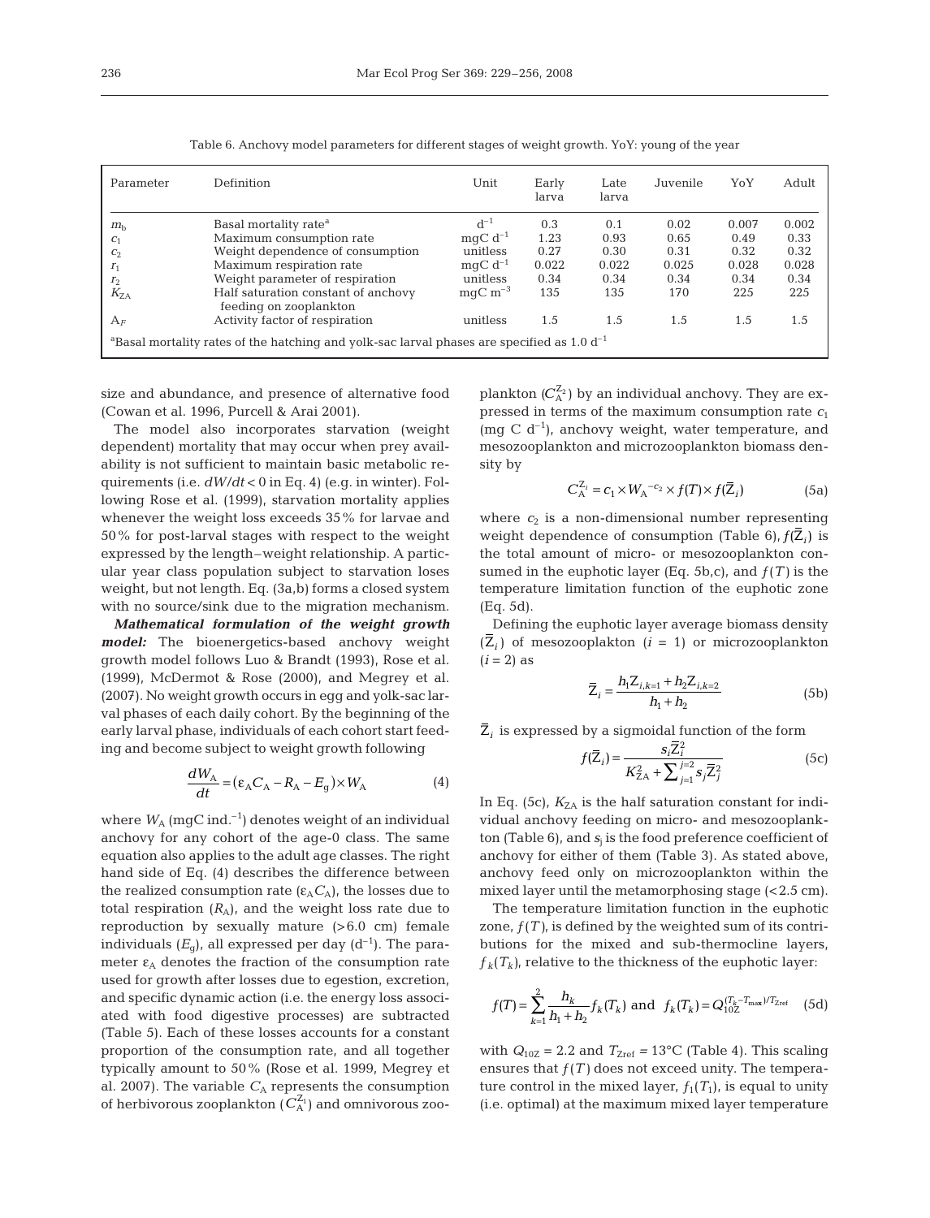Table 6. Anchovy model parameters for different stages of weight growth. YoY: young of the year

| Parameter | Definition | Unit | Early larva | Late larva | Juvenile | YoY | Adult |
|---|---|---|---|---|---|---|---|
| $m_b$ | Basal mortality rate[a] | $d^{-1}$ | 0.3 | 0.1 | 0.02 | 0.007 | 0.002 |
| $c_1$ | Maximum consumption rate | mgC $d^{-1}$ | 1.23 | 0.93 | 0.65 | 0.49 | 0.33 |
| $c_2$ | Weight dependence of consumption | unitless | 0.27 | 0.30 | 0.31 | 0.32 | 0.32 |
| $r_1$ | Maximum respiration rate | mgC $d^{-1}$ | 0.022 | 0.022 | 0.025 | 0.028 | 0.028 |
| $r_2$ | Weight parameter of respiration | unitless | 0.34 | 0.34 | 0.34 | 0.34 | 0.34 |
| $K_{ZA}$ | Half saturation constant of anchovy feeding on zooplankton | mgC $m^{-3}$ | 135 | 135 | 170 | 225 | 225 |
| $A_F$ | Activity factor of respiration | unitless | 1.5 | 1.5 | 1.5 | 1.5 | 1.5 |

[a]Basal mortality rates of the hatching and yolk-sac larval phases are specified as 1.0 $d^{-1}$

size and abundance, and presence of alternative food (Cowan et al. 1996, Purcell & Arai 2001).

The model also incorporates starvation (weight dependent) mortality that may occur when prey availability is not sufficient to maintain basic metabolic requirements (i.e. $dW/dt < 0$ in Eq. 4) (e.g. in winter). Following Rose et al. (1999), starvation mortality applies whenever the weight loss exceeds 35% for larvae and 50% for post-larval stages with respect to the weight expressed by the length–weight relationship. A particular year class population subject to starvation loses weight, but not length. Eq. (3a,b) forms a closed system with no source/sink due to the migration mechanism.

***Mathematical formulation of the weight growth model:*** The bioenergetics-based anchovy weight growth model follows Luo & Brandt (1993), Rose et al. (1999), McDermot & Rose (2000), and Megrey et al. (2007). No weight growth occurs in egg and yolk-sac larval phases of each daily cohort. By the beginning of the early larval phase, individuals of each cohort start feeding and become subject to weight growth following

$$\frac{dW_A}{dt} = (\varepsilon_A C_A - R_A - E_g) \times W_A \tag{4}$$

where $W_A$ (mgC ind.$^{-1}$) denotes weight of an individual anchovy for any cohort of the age-0 class. The same equation also applies to the adult age classes. The right hand side of Eq. (4) describes the difference between the realized consumption rate ($\varepsilon_A C_A$), the losses due to total respiration ($R_A$), and the weight loss rate due to reproduction by sexually mature (>6.0 cm) female individuals ($E_g$), all expressed per day ($d^{-1}$). The parameter $\varepsilon_A$ denotes the fraction of the consumption rate used for growth after losses due to egestion, excretion, and specific dynamic action (i.e. the energy loss associated with food digestive processes) are subtracted (Table 5). Each of these losses accounts for a constant proportion of the consumption rate, and all together typically amount to 50% (Rose et al. 1999, Megrey et al. 2007). The variable $C_A$ represents the consumption of herbivorous zooplankton ($C_A^{Z_1}$) and omnivorous zooplankton ($C_A^{Z_2}$) by an individual anchovy. They are expressed in terms of the maximum consumption rate $c_1$ (mg C $d^{-1}$), anchovy weight, water temperature, and mesozooplankton and microzooplankton biomass density by

$$C_A^{Z_i} = c_1 \times W_A^{-c_2} \times f(T) \times f(\overline{Z}_i) \tag{5a}$$

where $c_2$ is a non-dimensional number representing weight dependence of consumption (Table 6), $f(\overline{Z}_i)$ is the total amount of micro- or mesozooplankton consumed in the euphotic layer (Eq. 5b,c), and $f(T)$ is the temperature limitation function of the euphotic zone (Eq. 5d).

Defining the euphotic layer average biomass density ($\overline{Z}_i$) of mesozooplakton ($i = 1$) or microzooplankton ($i = 2$) as

$$\overline{Z}_i = \frac{h_1 Z_{i,k=1} + h_2 Z_{i,k=2}}{h_1 + h_2} \tag{5b}$$

$\overline{Z}_i$ is expressed by a sigmoidal function of the form

$$f(\overline{Z}_i) = \frac{s_i \overline{Z}_i^2}{K_{ZA}^2 + \sum_{j=1}^{j=2} s_j \overline{Z}_j^2} \tag{5c}$$

In Eq. (5c), $K_{ZA}$ is the half saturation constant for individual anchovy feeding on micro- and mesozooplankton (Table 6), and $s_j$ is the food preference coefficient of anchovy for either of them (Table 3). As stated above, anchovy feed only on microzooplankton within the mixed layer until the metamorphosing stage (<2.5 cm).

The temperature limitation function in the euphotic zone, $f(T)$, is defined by the weighted sum of its contributions for the mixed and sub-thermocline layers, $f_k(T_k)$, relative to the thickness of the euphotic layer:

$$f(T) = \sum_{k=1}^{2} \frac{h_k}{h_1 + h_2} f_k(T_k) \text{ and } f_k(T_k) = Q_{10Z}^{(T_k - T_{max})/T_{Zref}} \tag{5d}$$

with $Q_{10Z} = 2.2$ and $T_{Zref} = 13°C$ (Table 4). This scaling ensures that $f(T)$ does not exceed unity. The temperature control in the mixed layer, $f_1(T_1)$, is equal to unity (i.e. optimal) at the maximum mixed layer temperature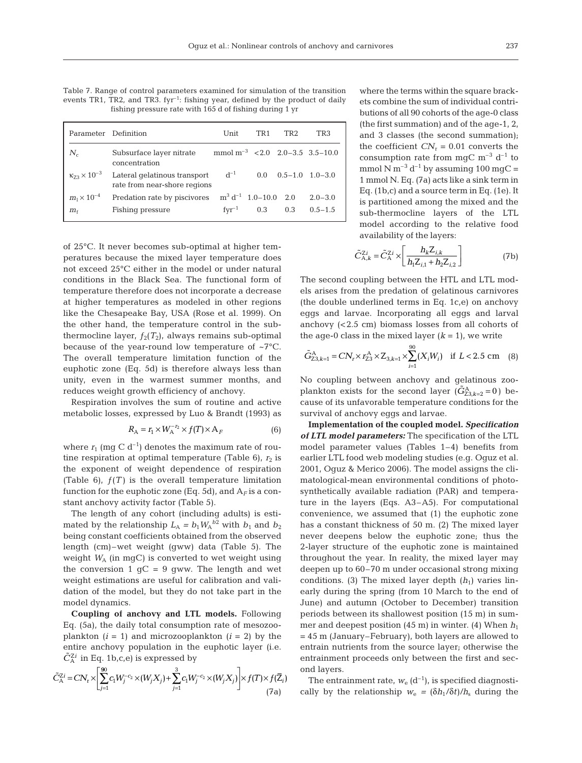Table 7. Range of control parameters examined for simulation of the transition events TR1, TR2, and TR3. $\text{fyr}^{-1}$: fishing year, defined by the product of daily fishing pressure rate with 165 d of fishing during 1 yr

| Parameter | Definition | Unit | TR1 | TR2 | TR3 |
|---|---|---|---|---|---|
| $N_c$ | Subsurface layer nitrate concentration | mmol $\text{m}^{-3}$ | <2.0 | 2.0–3.5 | 3.5–10.0 |
| $\kappa_{Z3} \times 10^{-3}$ | Lateral gelatinous transport rate from near-shore regions | $\text{d}^{-1}$ | 0.0 | 0.5–1.0 | 1.0–3.0 |
| $m_1 \times 10^{-4}$ | Predation rate by piscivores | $\text{m}^3\ \text{d}^{-1}$ | 1.0–10.0 | 2.0 | 2.0–3.0 |
| $m_f$ | Fishing pressure | $\text{fyr}^{-1}$ | 0.3 | 0.3 | 0.5–1.5 |

of 25°C. It never becomes sub-optimal at higher temperatures because the mixed layer temperature does not exceed 25°C either in the model or under natural conditions in the Black Sea. The functional form of temperature therefore does not incorporate a decrease at higher temperatures as modeled in other regions like the Chesapeake Bay, USA (Rose et al. 1999). On the other hand, the temperature control in the sub-thermocline layer, $f_2(T_2)$, always remains sub-optimal because of the year-round low temperature of ~7°C. The overall temperature limitation function of the euphotic zone (Eq. 5d) is therefore always less than unity, even in the warmest summer months, and reduces weight growth efficiency of anchovy.

Respiration involves the sum of routine and active metabolic losses, expressed by Luo & Brandt (1993) as

$$R_A = r_1 \times W_A^{-r_2} \times f(T) \times A_F \tag{6}$$

where $r_1$ (mg C $\text{d}^{-1}$) denotes the maximum rate of routine respiration at optimal temperature (Table 6), $r_2$ is the exponent of weight dependence of respiration (Table 6), $f(T)$ is the overall temperature limitation function for the euphotic zone (Eq. 5d), and $A_F$ is a constant anchovy activity factor (Table 5).

The length of any cohort (including adults) is estimated by the relationship $L_A = b_1 W_A^{b2}$ with $b_1$ and $b_2$ being constant coefficients obtained from the observed length (cm)–wet weight (gww) data (Table 5). The weight $W_A$ (in mgC) is converted to wet weight using the conversion 1 gC = 9 gww. The length and wet weight estimations are useful for calibration and validation of the model, but they do not take part in the model dynamics.

**Coupling of anchovy and LTL models.** Following Eq. (5a), the daily total consumption rate of mesozooplankton ($i$ = 1) and microzooplankton ($i$ = 2) by the entire anchovy population in the euphotic layer (i.e. $\tilde{C}_A^{Zi}$ in Eq. 1b,c,e) is expressed by

$$\tilde{C}_A^{Zi} = CN_r \times \left[\sum_{j=1}^{90} c_1 W_j^{-c_2} \times (W_j X_j) + \sum_{j=1}^{3} c_1 W_j^{-c_2} \times (W_j X_j)\right] \times f(T) \times f(\bar{Z}_i) \tag{7a}$$

where the terms within the square brackets combine the sum of individual contributions of all 90 cohorts of the age-0 class (the first summation) and of the age-1, 2, and 3 classes (the second summation); the coefficient $CN_r$ = 0.01 converts the consumption rate from mgC $\text{m}^{-3}\ \text{d}^{-1}$ to mmol N $\text{m}^{-3}\ \text{d}^{-1}$ by assuming 100 mgC = 1 mmol N. Eq. (7a) acts like a sink term in Eq. (1b,c) and a source term in Eq. (1e). It is partitioned among the mixed and the sub-thermocline layers of the LTL model according to the relative food availability of the layers:

$$\tilde{C}_{A,k}^{Zi} = \tilde{C}_A^{Zi} \times \left[\frac{h_k Z_{i,k}}{h_1 Z_{i,1} + h_2 Z_{i,2}}\right] \tag{7b}$$

The second coupling between the HTL and LTL models arises from the predation of gelatinous carnivores (the double underlined terms in Eq. 1c,e) on anchovy eggs and larvae. Incorporating all eggs and larval anchovy (<2.5 cm) biomass losses from all cohorts of the age-0 class in the mixed layer ($k$ = 1), we write

$$\tilde{G}_{Z3,k=1}^{A} = CN_r \times r_{Z3}^{A} \times Z_{3,k=1} \times \sum_{i=1}^{90}(X_i W_i) \quad \text{if } L < 2.5 \text{ cm} \tag{8}$$

No coupling between anchovy and gelatinous zooplankton exists for the second layer ($\tilde{G}_{Z3,k=2}^{A} = 0$) because of its unfavorable temperature conditions for the survival of anchovy eggs and larvae.

**Implementation of the coupled model.** ***Specification of LTL model parameters:*** The specification of the LTL model parameter values (Tables 1–4) benefits from earlier LTL food web modeling studies (e.g. Oguz et al. 2001, Oguz & Merico 2006). The model assigns the climatological-mean environmental conditions of photosynthetically available radiation (PAR) and temperature in the layers (Eqs. A3–A5). For computational convenience, we assumed that (1) the euphotic zone has a constant thickness of 50 m. (2) The mixed layer never deepens below the euphotic zone; thus the 2-layer structure of the euphotic zone is maintained throughout the year. In reality, the mixed layer may deepen up to 60–70 m under occasional strong mixing conditions. (3) The mixed layer depth ($h_1$) varies linearly during the spring (from 10 March to the end of June) and autumn (October to December) transition periods between its shallowest position (15 m) in summer and deepest position (45 m) in winter. (4) When $h_1$ = 45 m (January–February), both layers are allowed to entrain nutrients from the source layer; otherwise the entrainment proceeds only between the first and second layers.

The entrainment rate, $w_e$ ($\text{d}^{-1}$), is specified diagnostically by the relationship $w_e = (\delta h_1/\delta t)/h_s$ during the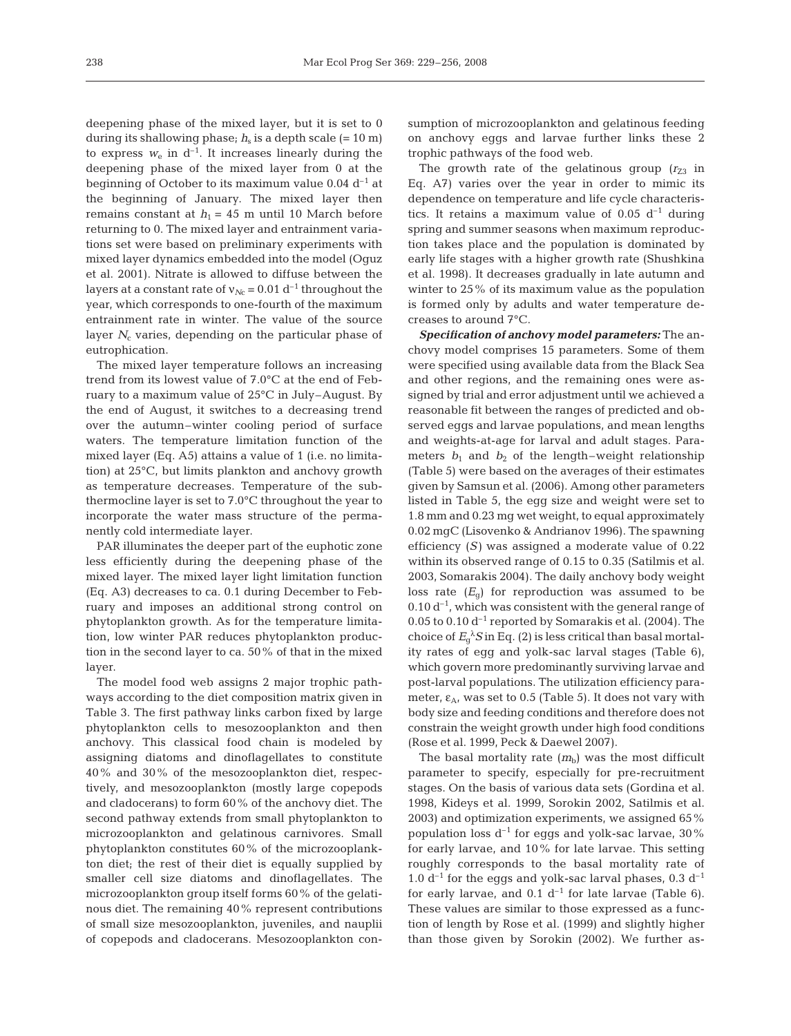deepening phase of the mixed layer, but it is set to 0 during its shallowing phase; $h_s$ is a depth scale (= 10 m) to express $w_e$ in $d^{-1}$. It increases linearly during the deepening phase of the mixed layer from 0 at the beginning of October to its maximum value 0.04 $d^{-1}$ at the beginning of January. The mixed layer then remains constant at $h_1$ = 45 m until 10 March before returning to 0. The mixed layer and entrainment variations set were based on preliminary experiments with mixed layer dynamics embedded into the model (Oguz et al. 2001). Nitrate is allowed to diffuse between the layers at a constant rate of $\nu_{Nc}$ = 0.01 $d^{-1}$ throughout the year, which corresponds to one-fourth of the maximum entrainment rate in winter. The value of the source layer $N_c$ varies, depending on the particular phase of eutrophication.

The mixed layer temperature follows an increasing trend from its lowest value of 7.0°C at the end of February to a maximum value of 25°C in July–August. By the end of August, it switches to a decreasing trend over the autumn–winter cooling period of surface waters. The temperature limitation function of the mixed layer (Eq. A5) attains a value of 1 (i.e. no limitation) at 25°C, but limits plankton and anchovy growth as temperature decreases. Temperature of the subthermocline layer is set to 7.0°C throughout the year to incorporate the water mass structure of the permanently cold intermediate layer.

PAR illuminates the deeper part of the euphotic zone less efficiently during the deepening phase of the mixed layer. The mixed layer light limitation function (Eq. A3) decreases to ca. 0.1 during December to February and imposes an additional strong control on phytoplankton growth. As for the temperature limitation, low winter PAR reduces phytoplankton production in the second layer to ca. 50% of that in the mixed layer.

The model food web assigns 2 major trophic pathways according to the diet composition matrix given in Table 3. The first pathway links carbon fixed by large phytoplankton cells to mesozooplankton and then anchovy. This classical food chain is modeled by assigning diatoms and dinoflagellates to constitute 40% and 30% of the mesozooplankton diet, respectively, and mesozooplankton (mostly large copepods and cladocerans) to form 60% of the anchovy diet. The second pathway extends from small phytoplankton to microzooplankton and gelatinous carnivores. Small phytoplankton constitutes 60% of the microzooplankton diet; the rest of their diet is equally supplied by smaller cell size diatoms and dinoflagellates. The microzooplankton group itself forms 60% of the gelatinous diet. The remaining 40% represent contributions of small size mesozooplankton, juveniles, and nauplii of copepods and cladocerans. Mesozooplankton consumption of microzooplankton and gelatinous feeding on anchovy eggs and larvae further links these 2 trophic pathways of the food web.

The growth rate of the gelatinous group ($r_{Z3}$ in Eq. A7) varies over the year in order to mimic its dependence on temperature and life cycle characteristics. It retains a maximum value of 0.05 $d^{-1}$ during spring and summer seasons when maximum reproduction takes place and the population is dominated by early life stages with a higher growth rate (Shushkina et al. 1998). It decreases gradually in late autumn and winter to 25% of its maximum value as the population is formed only by adults and water temperature decreases to around 7°C.

***Specification of anchovy model parameters:*** The anchovy model comprises 15 parameters. Some of them were specified using available data from the Black Sea and other regions, and the remaining ones were assigned by trial and error adjustment until we achieved a reasonable fit between the ranges of predicted and observed eggs and larvae populations, and mean lengths and weights-at-age for larval and adult stages. Parameters $b_1$ and $b_2$ of the length–weight relationship (Table 5) were based on the averages of their estimates given by Samsun et al. (2006). Among other parameters listed in Table 5, the egg size and weight were set to 1.8 mm and 0.23 mg wet weight, to equal approximately 0.02 mgC (Lisovenko & Andrianov 1996). The spawning efficiency ($S$) was assigned a moderate value of 0.22 within its observed range of 0.15 to 0.35 (Satilmis et al. 2003, Somarakis 2004). The daily anchovy body weight loss rate ($E_g$) for reproduction was assumed to be 0.10 $d^{-1}$, which was consistent with the general range of 0.05 to 0.10 $d^{-1}$ reported by Somarakis et al. (2004). The choice of $E_g{}^{\lambda}S$ in Eq. (2) is less critical than basal mortality rates of egg and yolk-sac larval stages (Table 6), which govern more predominantly surviving larvae and post-larval populations. The utilization efficiency parameter, $\varepsilon_A$, was set to 0.5 (Table 5). It does not vary with body size and feeding conditions and therefore does not constrain the weight growth under high food conditions (Rose et al. 1999, Peck & Daewel 2007).

The basal mortality rate ($m_b$) was the most difficult parameter to specify, especially for pre-recruitment stages. On the basis of various data sets (Gordina et al. 1998, Kideys et al. 1999, Sorokin 2002, Satilmis et al. 2003) and optimization experiments, we assigned 65% population loss $d^{-1}$ for eggs and yolk-sac larvae, 30% for early larvae, and 10% for late larvae. This setting roughly corresponds to the basal mortality rate of 1.0 $d^{-1}$ for the eggs and yolk-sac larval phases, 0.3 $d^{-1}$ for early larvae, and 0.1 $d^{-1}$ for late larvae (Table 6). These values are similar to those expressed as a function of length by Rose et al. (1999) and slightly higher than those given by Sorokin (2002). We further as-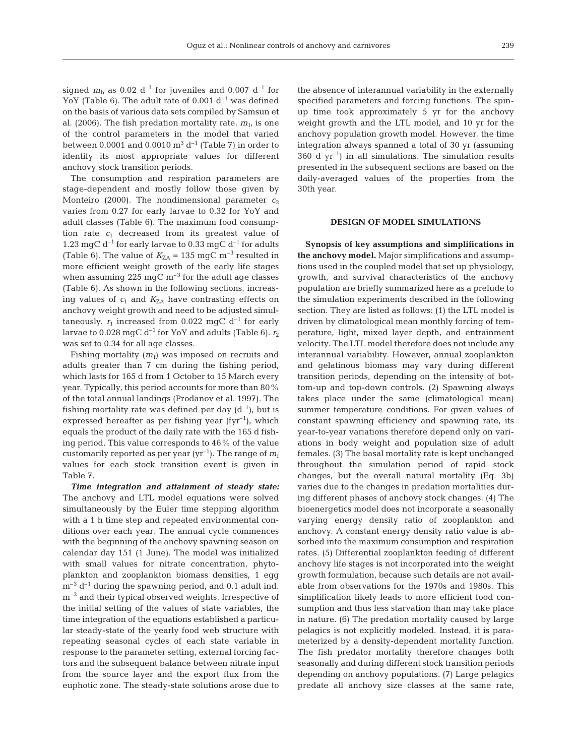signed $m_b$ as 0.02 $d^{-1}$ for juveniles and 0.007 $d^{-1}$ for YoY (Table 6). The adult rate of 0.001 $d^{-1}$ was defined on the basis of various data sets compiled by Samsun et al. (2006). The fish predation mortality rate, $m_1$, is one of the control parameters in the model that varied between 0.0001 and 0.0010 $m^3$ $d^{-1}$ (Table 7) in order to identify its most appropriate values for different anchovy stock transition periods.

The consumption and respiration parameters are stage-dependent and mostly follow those given by Monteiro (2000). The nondimensional parameter $c_2$ varies from 0.27 for early larvae to 0.32 for YoY and adult classes (Table 6). The maximum food consumption rate $c_1$ decreased from its greatest value of 1.23 mgC $d^{-1}$ for early larvae to 0.33 mgC $d^{-1}$ for adults (Table 6). The value of $K_{ZA}$ = 135 mgC $m^{-3}$ resulted in more efficient weight growth of the early life stages when assuming 225 mgC $m^{-3}$ for the adult age classes (Table 6). As shown in the following sections, increasing values of $c_1$ and $K_{ZA}$ have contrasting effects on anchovy weight growth and need to be adjusted simultaneously. $r_1$ increased from 0.022 mgC $d^{-1}$ for early larvae to 0.028 mgC $d^{-1}$ for YoY and adults (Table 6). $r_2$ was set to 0.34 for all age classes.

Fishing mortality ($m_f$) was imposed on recruits and adults greater than 7 cm during the fishing period, which lasts for 165 d from 1 October to 15 March every year. Typically, this period accounts for more than 80% of the total annual landings (Prodanov et al. 1997). The fishing mortality rate was defined per day ($d^{-1}$), but is expressed hereafter as per fishing year ($fyr^{-1}$), which equals the product of the daily rate with the 165 d fishing period. This value corresponds to 46% of the value customarily reported as per year ($yr^{-1}$). The range of $m_f$ values for each stock transition event is given in Table 7.

***Time integration and attainment of steady state:*** The anchovy and LTL model equations were solved simultaneously by the Euler time stepping algorithm with a 1 h time step and repeated environmental conditions over each year. The annual cycle commences with the beginning of the anchovy spawning season on calendar day 151 (1 June). The model was initialized with small values for nitrate concentration, phytoplankton and zooplankton biomass densities, 1 egg $m^{-3}$ $d^{-1}$ during the spawning period, and 0.1 adult ind. $m^{-3}$ and their typical observed weights. Irrespective of the initial setting of the values of state variables, the time integration of the equations established a particular steady-state of the yearly food web structure with repeating seasonal cycles of each state variable in response to the parameter setting, external forcing factors and the subsequent balance between nitrate input from the source layer and the export flux from the euphotic zone. The steady-state solutions arose due to the absence of interannual variability in the externally specified parameters and forcing functions. The spin-up time took approximately 5 yr for the anchovy weight growth and the LTL model, and 10 yr for the anchovy population growth model. However, the time integration always spanned a total of 30 yr (assuming 360 d $yr^{-1}$) in all simulations. The simulation results presented in the subsequent sections are based on the daily-averaged values of the properties from the 30th year.

## DESIGN OF MODEL SIMULATIONS

**Synopsis of key assumptions and simplifications in the anchovy model.** Major simplifications and assumptions used in the coupled model that set up physiology, growth, and survival characteristics of the anchovy population are briefly summarized here as a prelude to the simulation experiments described in the following section. They are listed as follows: (1) the LTL model is driven by climatological mean monthly forcing of temperature, light, mixed layer depth, and entrainment velocity. The LTL model therefore does not include any interannual variability. However, annual zooplankton and gelatinous biomass may vary during different transition periods, depending on the intensity of bottom-up and top-down controls. (2) Spawning always takes place under the same (climatological mean) summer temperature conditions. For given values of constant spawning efficiency and spawning rate, its year-to-year variations therefore depend only on variations in body weight and population size of adult females. (3) The basal mortality rate is kept unchanged throughout the simulation period of rapid stock changes, but the overall natural mortality (Eq. 3b) varies due to the changes in predation mortalities during different phases of anchovy stock changes. (4) The bioenergetics model does not incorporate a seasonally varying energy density ratio of zooplankton and anchovy. A constant energy density ratio value is absorbed into the maximum consumption and respiration rates. (5) Differential zooplankton feeding of different anchovy life stages is not incorporated into the weight growth formulation, because such details are not available from observations for the 1970s and 1980s. This simplification likely leads to more efficient food consumption and thus less starvation than may take place in nature. (6) The predation mortality caused by large pelagics is not explicitly modeled. Instead, it is parameterized by a density-dependent mortality function. The fish predator mortality therefore changes both seasonally and during different stock transition periods depending on anchovy populations. (7) Large pelagics predate all anchovy size classes at the same rate,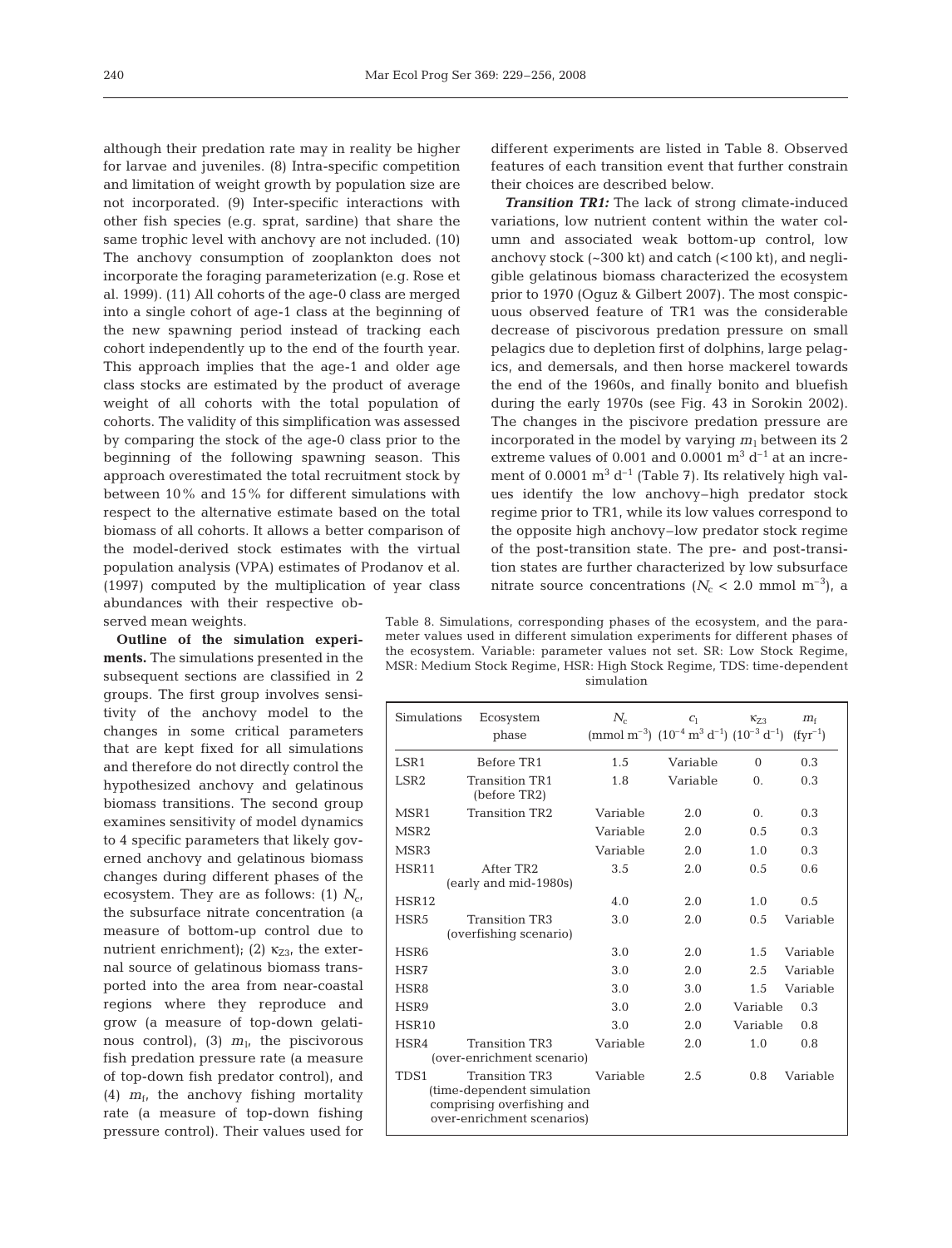although their predation rate may in reality be higher for larvae and juveniles. (8) Intra-specific competition and limitation of weight growth by population size are not incorporated. (9) Inter-specific interactions with other fish species (e.g. sprat, sardine) that share the same trophic level with anchovy are not included. (10) The anchovy consumption of zooplankton does not incorporate the foraging parameterization (e.g. Rose et al. 1999). (11) All cohorts of the age-0 class are merged into a single cohort of age-1 class at the beginning of the new spawning period instead of tracking each cohort independently up to the end of the fourth year. This approach implies that the age-1 and older age class stocks are estimated by the product of average weight of all cohorts with the total population of cohorts. The validity of this simplification was assessed by comparing the stock of the age-0 class prior to the beginning of the following spawning season. This approach overestimated the total recruitment stock by between 10% and 15% for different simulations with respect to the alternative estimate based on the total biomass of all cohorts. It allows a better comparison of the model-derived stock estimates with the virtual population analysis (VPA) estimates of Prodanov et al. (1997) computed by the multiplication of year class abundances with their respective observed mean weights.

**Outline of the simulation experiments.** The simulations presented in the subsequent sections are classified in 2 groups. The first group involves sensitivity of the anchovy model to the changes in some critical parameters that are kept fixed for all simulations and therefore do not directly control the hypothesized anchovy and gelatinous biomass transitions. The second group examines sensitivity of model dynamics to 4 specific parameters that likely governed anchovy and gelatinous biomass changes during different phases of the ecosystem. They are as follows: (1) $N_c$, the subsurface nitrate concentration (a measure of bottom-up control due to nutrient enrichment); (2) $\kappa_{Z3}$, the external source of gelatinous biomass transported into the area from near-coastal regions where they reproduce and grow (a measure of top-down gelatinous control), (3) $m_l$, the piscivorous fish predation pressure rate (a measure of top-down fish predator control), and (4) $m_f$, the anchovy fishing mortality rate (a measure of top-down fishing pressure control). Their values used for different experiments are listed in Table 8. Observed features of each transition event that further constrain their choices are described below.

***Transition TR1:*** The lack of strong climate-induced variations, low nutrient content within the water column and associated weak bottom-up control, low anchovy stock (~300 kt) and catch (<100 kt), and negligible gelatinous biomass characterized the ecosystem prior to 1970 (Oguz & Gilbert 2007). The most conspicuous observed feature of TR1 was the considerable decrease of piscivorous predation pressure on small pelagics due to depletion first of dolphins, large pelagics, and demersals, and then horse mackerel towards the end of the 1960s, and finally bonito and bluefish during the early 1970s (see Fig. 43 in Sorokin 2002). The changes in the piscivore predation pressure are incorporated in the model by varying $m_l$ between its 2 extreme values of 0.001 and 0.0001 m$^3$ d$^{-1}$ at an increment of 0.0001 m$^3$ d$^{-1}$ (Table 7). Its relatively high values identify the low anchovy–high predator stock regime prior to TR1, while its low values correspond to the opposite high anchovy–low predator stock regime of the post-transition state. The pre- and post-transition states are further characterized by low subsurface nitrate source concentrations ($N_c$ < 2.0 mmol m$^{-3}$), a

Table 8. Simulations, corresponding phases of the ecosystem, and the parameter values used in different simulation experiments for different phases of the ecosystem. Variable: parameter values not set. SR: Low Stock Regime, MSR: Medium Stock Regime, HSR: High Stock Regime, TDS: time-dependent simulation

| Simulations | Ecosystem phase | $N_c$ (mmol m$^{-3}$) | $c_l$ ($10^{-4}$ m$^3$ d$^{-1}$) | $\kappa_{Z3}$ ($10^{-3}$ d$^{-1}$) | $m_f$ (fyr$^{-1}$) |
|---|---|---|---|---|---|
| LSR1 | Before TR1 | 1.5 | Variable | 0 | 0.3 |
| LSR2 | Transition TR1 (before TR2) | 1.8 | Variable | 0. | 0.3 |
| MSR1 | Transition TR2 | Variable | 2.0 | 0. | 0.3 |
| MSR2 | | Variable | 2.0 | 0.5 | 0.3 |
| MSR3 | | Variable | 2.0 | 1.0 | 0.3 |
| HSR11 | After TR2 (early and mid-1980s) | 3.5 | 2.0 | 0.5 | 0.6 |
| HSR12 | | 4.0 | 2.0 | 1.0 | 0.5 |
| HSR5 | Transition TR3 (overfishing scenario) | 3.0 | 2.0 | 0.5 | Variable |
| HSR6 | | 3.0 | 2.0 | 1.5 | Variable |
| HSR7 | | 3.0 | 2.0 | 2.5 | Variable |
| HSR8 | | 3.0 | 3.0 | 1.5 | Variable |
| HSR9 | | 3.0 | 2.0 | Variable | 0.3 |
| HSR10 | | 3.0 | 2.0 | Variable | 0.8 |
| HSR4 | Transition TR3 (over-enrichment scenario) | Variable | 2.0 | 1.0 | 0.8 |
| TDS1 | Transition TR3 (time-dependent simulation comprising overfishing and over-enrichment scenarios) | Variable | 2.5 | 0.8 | Variable |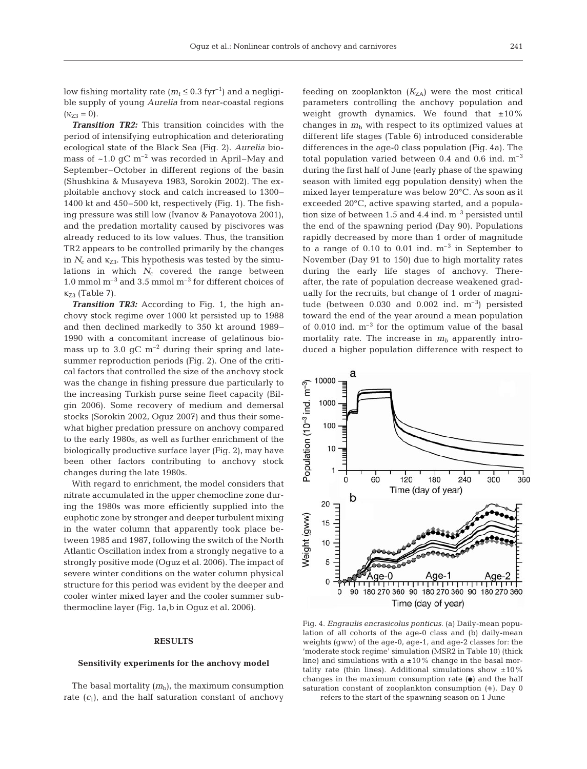low fishing mortality rate ($m_f \leq 0.3$ fyr$^{-1}$) and a negligible supply of young *Aurelia* from near-coastal regions ($\kappa_{Z3} = 0$).

***Transition TR2:*** This transition coincides with the period of intensifying eutrophication and deteriorating ecological state of the Black Sea (Fig. 2). *Aurelia* biomass of ~1.0 gC m$^{-2}$ was recorded in April–May and September–October in different regions of the basin (Shushkina & Musayeva 1983, Sorokin 2002). The exploitable anchovy stock and catch increased to 1300–1400 kt and 450–500 kt, respectively (Fig. 1). The fishing pressure was still low (Ivanov & Panayotova 2001), and the predation mortality caused by piscivores was already reduced to its low values. Thus, the transition TR2 appears to be controlled primarily by the changes in $N_c$ and $\kappa_{Z3}$. This hypothesis was tested by the simulations in which $N_c$ covered the range between 1.0 mmol m$^{-3}$ and 3.5 mmol m$^{-3}$ for different choices of $\kappa_{Z3}$ (Table 7).

***Transition TR3:*** According to Fig. 1, the high anchovy stock regime over 1000 kt persisted up to 1988 and then declined markedly to 350 kt around 1989–1990 with a concomitant increase of gelatinous biomass up to 3.0 gC m$^{-2}$ during their spring and late-summer reproduction periods (Fig. 2). One of the critical factors that controlled the size of the anchovy stock was the change in fishing pressure due particularly to the increasing Turkish purse seine fleet capacity (Bilgin 2006). Some recovery of medium and demersal stocks (Sorokin 2002, Oguz 2007) and thus their somewhat higher predation pressure on anchovy compared to the early 1980s, as well as further enrichment of the biologically productive surface layer (Fig. 2), may have been other factors contributing to anchovy stock changes during the late 1980s.

With regard to enrichment, the model considers that nitrate accumulated in the upper chemocline zone during the 1980s was more efficiently supplied into the euphotic zone by stronger and deeper turbulent mixing in the water column that apparently took place between 1985 and 1987, following the switch of the North Atlantic Oscillation index from a strongly negative to a strongly positive mode (Oguz et al. 2006). The impact of severe winter conditions on the water column physical structure for this period was evident by the deeper and cooler winter mixed layer and the cooler summer subthermocline layer (Fig. 1a,b in Oguz et al. 2006).

## RESULTS

### Sensitivity experiments for the anchovy model

The basal mortality ($m_b$), the maximum consumption rate ($c_1$), and the half saturation constant of anchovy feeding on zooplankton ($K_{ZA}$) were the most critical parameters controlling the anchovy population and weight growth dynamics. We found that ±10% changes in $m_b$ with respect to its optimized values at different life stages (Table 6) introduced considerable differences in the age-0 class population (Fig. 4a). The total population varied between 0.4 and 0.6 ind. m$^{-3}$ during the first half of June (early phase of the spawing season with limited egg population density) when the mixed layer temperature was below 20°C. As soon as it exceeded 20°C, active spawing started, and a population size of between 1.5 and 4.4 ind. m$^{-3}$ persisted until the end of the spawning period (Day 90). Populations rapidly decreased by more than 1 order of magnitude to a range of 0.10 to 0.01 ind. m$^{-3}$ in September to November (Day 91 to 150) due to high mortality rates during the early life stages of anchovy. Thereafter, the rate of population decrease weakened gradually for the recruits, but change of 1 order of magnitude (between 0.030 and 0.002 ind. m$^{-3}$) persisted toward the end of the year around a mean population of 0.010 ind. m$^{-3}$ for the optimum value of the basal mortality rate. The increase in $m_b$ apparently introduced a higher population difference with respect to

Fig. 4. *Engraulis encrasicolus ponticus*. (a) Daily-mean population of all cohorts of the age-0 class and (b) daily-mean weights (gww) of the age-0, age-1, and age-2 classes for: the 'moderate stock regime' simulation (MSR2 in Table 10) (thick line) and simulations with a ±10% change in the basal mortality rate (thin lines). Additional simulations show ±10% changes in the maximum consumption rate (●) and the half saturation constant of zooplankton consumption (◆). Day 0 refers to the start of the spawning season on 1 June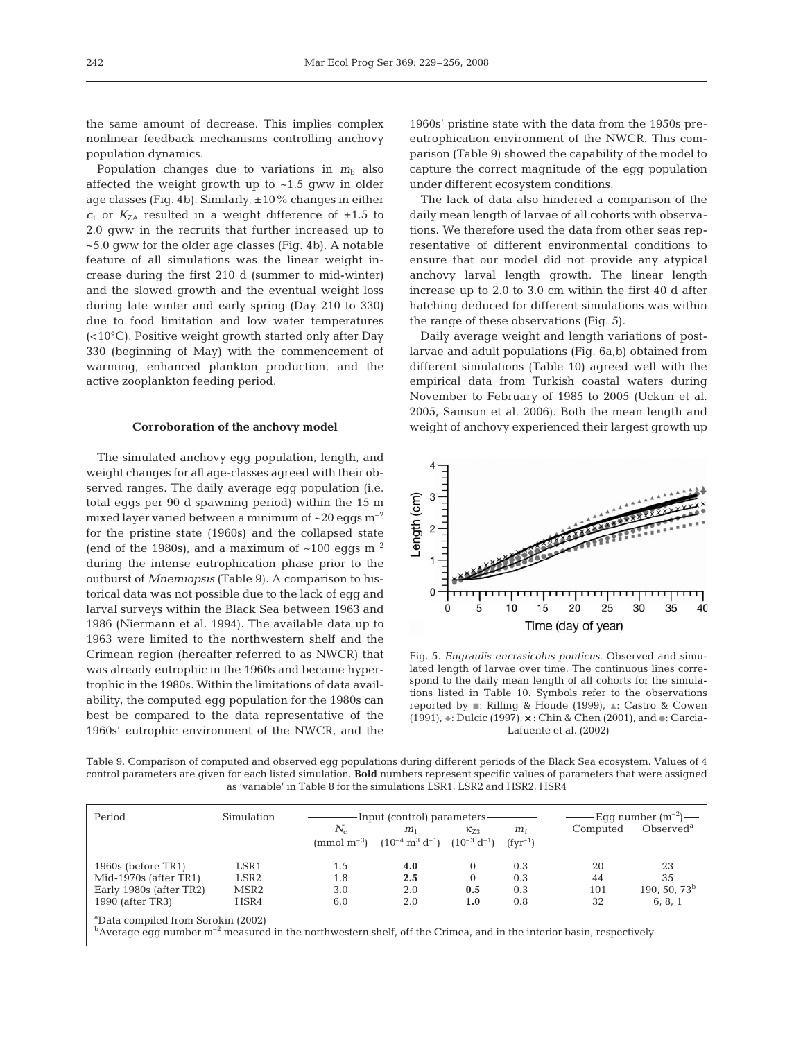the same amount of decrease. This implies complex nonlinear feedback mechanisms controlling anchovy population dynamics.

Population changes due to variations in $m_b$ also affected the weight growth up to ~1.5 gww in older age classes (Fig. 4b). Similarly, ±10% changes in either $c_1$ or $K_{ZA}$ resulted in a weight difference of ±1.5 to 2.0 gww in the recruits that further increased up to ~5.0 gww for the older age classes (Fig. 4b). A notable feature of all simulations was the linear weight increase during the first 210 d (summer to mid-winter) and the slowed growth and the eventual weight loss during late winter and early spring (Day 210 to 330) due to food limitation and low water temperatures (<10°C). Positive weight growth started only after Day 330 (beginning of May) with the commencement of warming, enhanced plankton production, and the active zooplankton feeding period.

### Corroboration of the anchovy model

The simulated anchovy egg population, length, and weight changes for all age-classes agreed with their observed ranges. The daily average egg population (i.e. total eggs per 90 d spawning period) within the 15 m mixed layer varied between a minimum of ~20 eggs m$^{-2}$ for the pristine state (1960s) and the collapsed state (end of the 1980s), and a maximum of ~100 eggs m$^{-2}$ during the intense eutrophication phase prior to the outburst of *Mnemiopsis* (Table 9). A comparison to historical data was not possible due to the lack of egg and larval surveys within the Black Sea between 1963 and 1986 (Niermann et al. 1994). The available data up to 1963 were limited to the northwestern shelf and the Crimean region (hereafter referred to as NWCR) that was already eutrophic in the 1960s and became hypertrophic in the 1980s. Within the limitations of data availability, the computed egg population for the 1980s can best be compared to the data representative of the 1960s' eutrophic environment of the NWCR, and the 1960s' pristine state with the data from the 1950s pre-eutrophication environment of the NWCR. This comparison (Table 9) showed the capability of the model to capture the correct magnitude of the egg population under different ecosystem conditions.

The lack of data also hindered a comparison of the daily mean length of larvae of all cohorts with observations. We therefore used the data from other seas representative of different environmental conditions to ensure that our model did not provide any atypical anchovy larval length growth. The linear length increase up to 2.0 to 3.0 cm within the first 40 d after hatching deduced for different simulations was within the range of these observations (Fig. 5).

Daily average weight and length variations of post-larvae and adult populations (Fig. 6a,b) obtained from different simulations (Table 10) agreed well with the empirical data from Turkish coastal waters during November to February of 1985 to 2005 (Uckun et al. 2005, Samsun et al. 2006). Both the mean length and weight of anchovy experienced their largest growth up

Fig. 5. *Engraulis encrasicolus ponticus.* Observed and simulated length of larvae over time. The continuous lines correspond to the daily mean length of all cohorts for the simulations listed in Table 10. Symbols refer to the observations reported by ■: Rilling & Houde (1999), ▲: Castro & Cowen (1991), ◆: Dulcic (1997), ×: Chin & Chen (2001), and ●: Garcia-Lafuente et al. (2002)

Table 9. Comparison of computed and observed egg populations during different periods of the Black Sea ecosystem. Values of 4 control parameters are given for each listed simulation. **Bold** numbers represent specific values of parameters that were assigned as 'variable' in Table 8 for the simulations LSR1, LSR2 and HSR2, HSR4

| Period | Simulation | Input (control) parameters | | | | Egg number (m$^{-2}$) | |
|---|---|---|---|---|---|---|---|
| | | $N_c$ (mmol m$^{-3}$) | $m_1$ ($10^{-4}$ m$^3$ d$^{-1}$) | $\kappa_{Z3}$ ($10^{-3}$ d$^{-1}$) | $m_f$ (fyr$^{-1}$) | Computed | Observed[a] |
| 1960s (before TR1) | LSR1 | 1.5 | **4.0** | 0 | 0.3 | 20 | 23 |
| Mid-1970s (after TR1) | LSR2 | 1.8 | **2.5** | 0 | 0.3 | 44 | 35 |
| Early 1980s (after TR2) | MSR2 | 3.0 | 2.0 | **0.5** | 0.3 | 101 | 190, 50, 73[b] |
| 1990 (after TR3) | HSR4 | 6.0 | 2.0 | **1.0** | 0.8 | 32 | 6, 8, 1 |

[a]Data compiled from Sorokin (2002)
[b]Average egg number m$^{-2}$ measured in the northwestern shelf, off the Crimea, and in the interior basin, respectively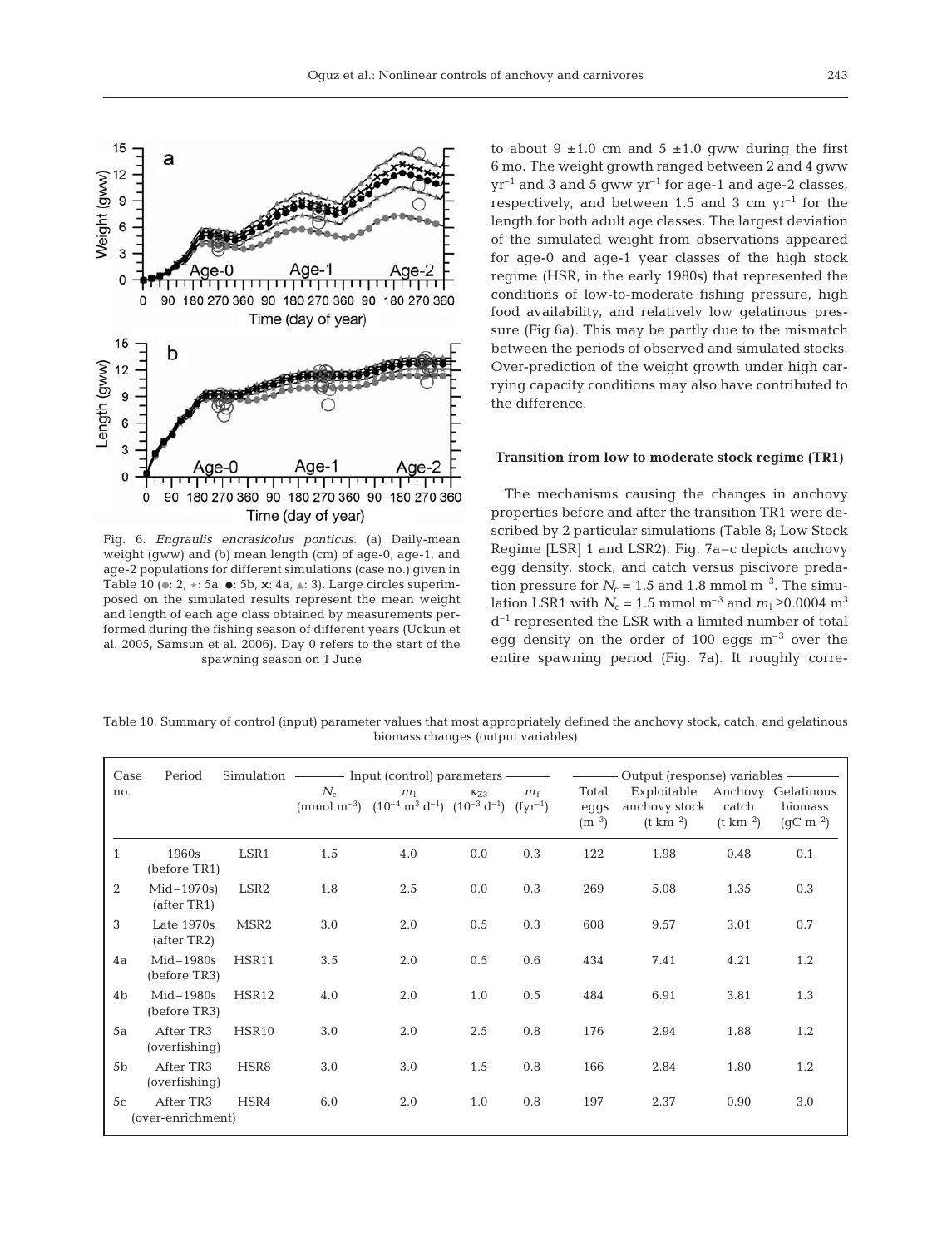Fig. 6. *Engraulis encrasicolus ponticus*. (a) Daily-mean weight (gww) and (b) mean length (cm) of age-0, age-1, and age-2 populations for different simulations (case no.) given in Table 10 (●: 2, ★: 5a, ●: 5b, ×: 4a, ▲: 3). Large circles superimposed on the simulated results represent the mean weight and length of each age class obtained by measurements performed during the fishing season of different years (Uckun et al. 2005, Samsun et al. 2006). Day 0 refers to the start of the spawning season on 1 June

to about 9 ±1.0 cm and 5 ±1.0 gww during the first 6 mo. The weight growth ranged between 2 and 4 gww $yr^{-1}$ and 3 and 5 gww $yr^{-1}$ for age-1 and age-2 classes, respectively, and between 1.5 and 3 cm $yr^{-1}$ for the length for both adult age classes. The largest deviation of the simulated weight from observations appeared for age-0 and age-1 year classes of the high stock regime (HSR, in the early 1980s) that represented the conditions of low-to-moderate fishing pressure, high food availability, and relatively low gelatinous pressure (Fig 6a). This may be partly due to the mismatch between the periods of observed and simulated stocks. Over-prediction of the weight growth under high carrying capacity conditions may also have contributed to the difference.

### Transition from low to moderate stock regime (TR1)

The mechanisms causing the changes in anchovy properties before and after the transition TR1 were described by 2 particular simulations (Table 8; Low Stock Regime [LSR] 1 and LSR2). Fig. 7a–c depicts anchovy egg density, stock, and catch versus piscivore predation pressure for $N_c$ = 1.5 and 1.8 mmol $m^{-3}$. The simulation LSR1 with $N_c$ = 1.5 mmol $m^{-3}$ and $m_l \geq 0.0004$ $m^3$ $d^{-1}$ represented the LSR with a limited number of total egg density on the order of 100 eggs $m^{-3}$ over the entire spawning period (Fig. 7a). It roughly corre-

Table 10. Summary of control (input) parameter values that most appropriately defined the anchovy stock, catch, and gelatinous biomass changes (output variables)

| Case no. | Period | Simulation | Input (control) parameters | | | | Output (response) variables | | | |
|---|---|---|---|---|---|---|---|---|---|---|
| | | | $N_c$ (mmol $m^{-3}$) | $m_l$ ($10^{-4}$ $m^3$ $d^{-1}$) | $\kappa_{Z3}$ ($10^{-3}$ $d^{-1}$) | $m_f$ ($fyr^{-1}$) | Total eggs ($m^{-3}$) | Exploitable anchovy stock (t $km^{-2}$) | Anchovy catch (t $km^{-2}$) | Gelatinous biomass (gC $m^{-2}$) |
| 1 | 1960s (before TR1) | LSR1 | 1.5 | 4.0 | 0.0 | 0.3 | 122 | 1.98 | 0.48 | 0.1 |
| 2 | Mid–1970s) (after TR1) | LSR2 | 1.8 | 2.5 | 0.0 | 0.3 | 269 | 5.08 | 1.35 | 0.3 |
| 3 | Late 1970s (after TR2) | MSR2 | 3.0 | 2.0 | 0.5 | 0.3 | 608 | 9.57 | 3.01 | 0.7 |
| 4a | Mid–1980s (before TR3) | HSR11 | 3.5 | 2.0 | 0.5 | 0.6 | 434 | 7.41 | 4.21 | 1.2 |
| 4b | Mid–1980s (before TR3) | HSR12 | 4.0 | 2.0 | 1.0 | 0.5 | 484 | 6.91 | 3.81 | 1.3 |
| 5a | After TR3 (overfishing) | HSR10 | 3.0 | 2.0 | 2.5 | 0.8 | 176 | 2.94 | 1.88 | 1.2 |
| 5b | After TR3 (overfishing) | HSR8 | 3.0 | 3.0 | 1.5 | 0.8 | 166 | 2.84 | 1.80 | 1.2 |
| 5c | After TR3 (over-enrichment) | HSR4 | 6.0 | 2.0 | 1.0 | 0.8 | 197 | 2.37 | 0.90 | 3.0 |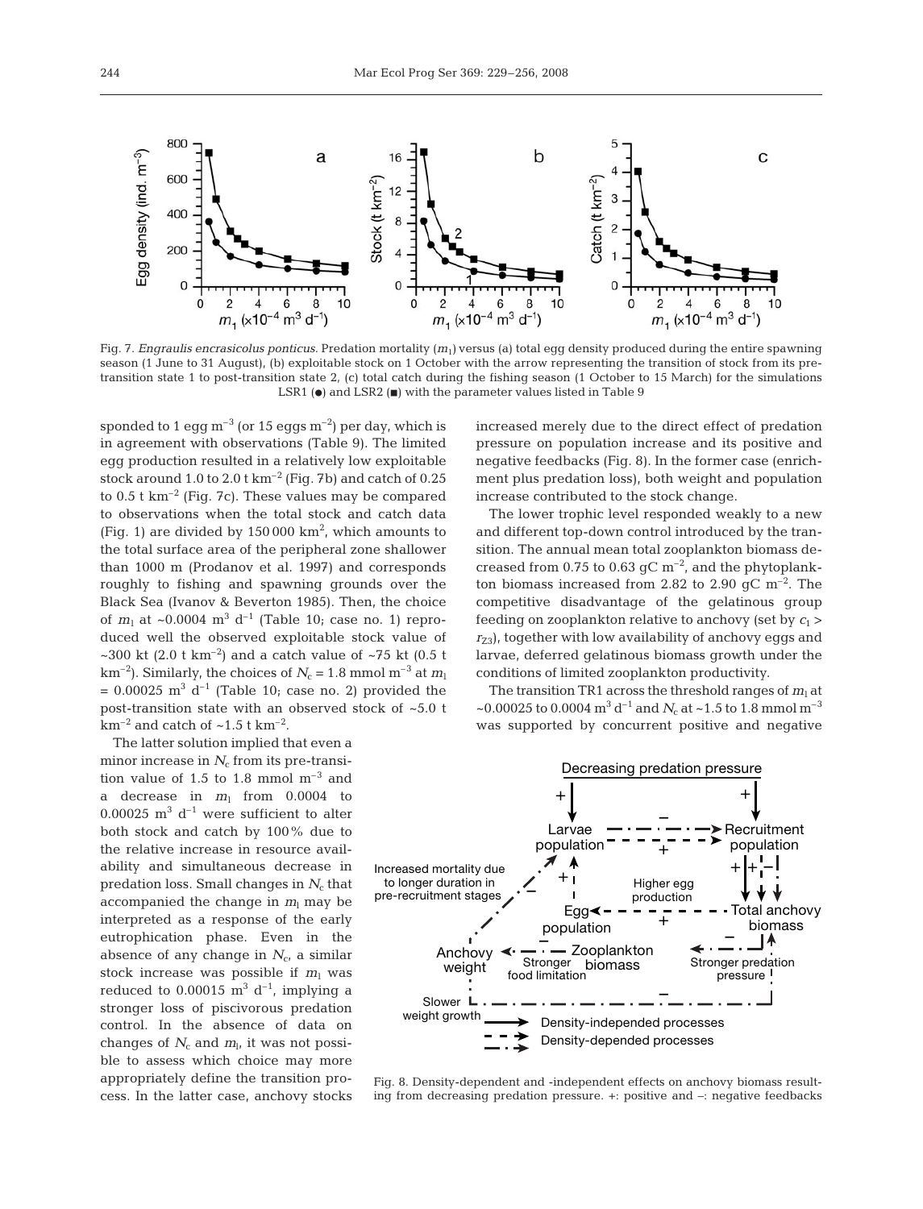Fig. 7. *Engraulis encrasicolus ponticus.* Predation mortality ($m_1$) versus (a) total egg density produced during the entire spawning season (1 June to 31 August), (b) exploitable stock on 1 October with the arrow representing the transition of stock from its pre-transition state 1 to post-transition state 2, (c) total catch during the fishing season (1 October to 15 March) for the simulations LSR1 (●) and LSR2 (■) with the parameter values listed in Table 9

sponded to 1 egg m$^{-3}$ (or 15 eggs m$^{-2}$) per day, which is in agreement with observations (Table 9). The limited egg production resulted in a relatively low exploitable stock around 1.0 to 2.0 t km$^{-2}$ (Fig. 7b) and catch of 0.25 to 0.5 t km$^{-2}$ (Fig. 7c). These values may be compared to observations when the total stock and catch data (Fig. 1) are divided by 150 000 km$^2$, which amounts to the total surface area of the peripheral zone shallower than 1000 m (Prodanov et al. 1997) and corresponds roughly to fishing and spawning grounds over the Black Sea (Ivanov & Beverton 1985). Then, the choice of $m_1$ at ~0.0004 m$^3$ d$^{-1}$ (Table 10; case no. 1) reproduced well the observed exploitable stock value of ~300 kt (2.0 t km$^{-2}$) and a catch value of ~75 kt (0.5 t km$^{-2}$). Similarly, the choices of $N_c$ = 1.8 mmol m$^{-3}$ at $m_l$ = 0.00025 m$^3$ d$^{-1}$ (Table 10; case no. 2) provided the post-transition state with an observed stock of ~5.0 t km$^{-2}$ and catch of ~1.5 t km$^{-2}$.

The latter solution implied that even a minor increase in $N_c$ from its pre-transition value of 1.5 to 1.8 mmol m$^{-3}$ and a decrease in $m_l$ from 0.0004 to 0.00025 m$^3$ d$^{-1}$ were sufficient to alter both stock and catch by 100% due to the relative increase in resource availability and simultaneous decrease in predation loss. Small changes in $N_c$ that accompanied the change in $m_l$ may be interpreted as a response of the early eutrophication phase. Even in the absence of any change in $N_c$, a similar stock increase was possible if $m_1$ was reduced to 0.00015 m$^3$ d$^{-1}$, implying a stronger loss of piscivorous predation control. In the absence of data on changes of $N_c$ and $m_l$, it was not possible to assess which choice may more appropriately define the transition process. In the latter case, anchovy stocks increased merely due to the direct effect of predation pressure on population increase and its positive and negative feedbacks (Fig. 8). In the former case (enrichment plus predation loss), both weight and population increase contributed to the stock change.

The lower trophic level responded weakly to a new and different top-down control introduced by the transition. The annual mean total zooplankton biomass decreased from 0.75 to 0.63 gC m$^{-2}$, and the phytoplankton biomass increased from 2.82 to 2.90 gC m$^{-2}$. The competitive disadvantage of the gelatinous group feeding on zooplankton relative to anchovy (set by $c_1 > r_{Z3}$), together with low availability of anchovy eggs and larvae, deferred gelatinous biomass growth under the conditions of limited zooplankton productivity.

The transition TR1 across the threshold ranges of $m_l$ at ~0.00025 to 0.0004 m$^3$ d$^{-1}$ and $N_c$ at ~1.5 to 1.8 mmol m$^{-3}$ was supported by concurrent positive and negative

Fig. 8. Density-dependent and -independent effects on anchovy biomass resulting from decreasing predation pressure. +: positive and –: negative feedbacks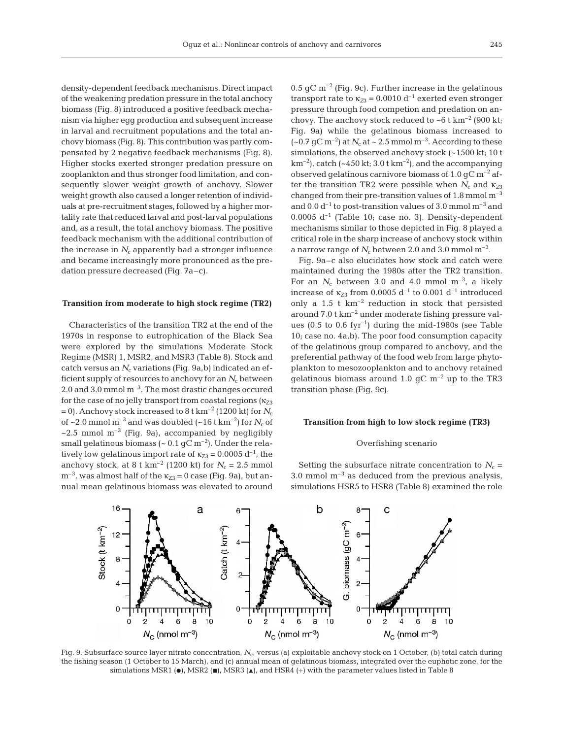density-dependent feedback mechanisms. Direct impact of the weakening predation pressure in the total anchovy biomass (Fig. 8) introduced a positive feedback mechanism via higher egg production and subsequent increase in larval and recruitment populations and the total anchovy biomass (Fig. 8). This contribution was partly compensated by 2 negative feedback mechanisms (Fig. 8). Higher stocks exerted stronger predation pressure on zooplankton and thus stronger food limitation, and consequently slower weight growth of anchovy. Slower weight growth also caused a longer retention of individuals at pre-recruitment stages, followed by a higher mortality rate that reduced larval and post-larval populations and, as a result, the total anchovy biomass. The positive feedback mechanism with the additional contribution of the increase in $N_c$ apparently had a stronger influence and became increasingly more pronounced as the predation pressure decreased (Fig. 7a–c).

### Transition from moderate to high stock regime (TR2)

Characteristics of the transition TR2 at the end of the 1970s in response to eutrophication of the Black Sea were explored by the simulations Moderate Stock Regime (MSR) 1, MSR2, and MSR3 (Table 8). Stock and catch versus an $N_c$ variations (Fig. 9a,b) indicated an efficient supply of resources to anchovy for an $N_c$ between 2.0 and 3.0 mmol m$^{-3}$. The most drastic changes occured for the case of no jelly transport from coastal regions ($\kappa_{Z3}$ = 0). Anchovy stock increased to 8 t km$^{-2}$ (1200 kt) for $N_c$ of ~2.0 mmol m$^{-3}$ and was doubled (~16 t km$^{-2}$) for $N_c$ of ~2.5 mmol m$^{-3}$ (Fig. 9a), accompanied by negligibly small gelatinous biomass (~ 0.1 gC m$^{-2}$). Under the relatively low gelatinous import rate of $\kappa_{Z3}$ = 0.0005 d$^{-1}$, the anchovy stock, at 8 t km$^{-2}$ (1200 kt) for $N_c$ = 2.5 mmol m$^{-3}$, was almost half of the $\kappa_{Z3}$ = 0 case (Fig. 9a), but annual mean gelatinous biomass was elevated to around 0.5 gC m$^{-2}$ (Fig. 9c). Further increase in the gelatinous transport rate to $\kappa_{Z3}$ = 0.0010 d$^{-1}$ exerted even stronger pressure through food competion and predation on anchovy. The anchovy stock reduced to ~6 t km$^{-2}$ (900 kt; Fig. 9a) while the gelatinous biomass increased to (~0.7 gC m$^{-2}$) at $N_c$ at ~ 2.5 mmol m$^{-3}$. According to these simulations, the observed anchovy stock (~1500 kt; 10 t km$^{-2}$), catch (~450 kt; 3.0 t km$^{-2}$), and the accompanying observed gelatinous carnivore biomass of 1.0 gC m$^{-2}$ after the transition TR2 were possible when $N_c$ and $\kappa_{Z3}$ changed from their pre-transition values of 1.8 mmol m$^{-3}$ and 0.0 d$^{-1}$ to post-transition values of 3.0 mmol m$^{-3}$ and 0.0005 d$^{-1}$ (Table 10; case no. 3). Density-dependent mechanisms similar to those depicted in Fig. 8 played a critical role in the sharp increase of anchovy stock within a narrow range of $N_c$ between 2.0 and 3.0 mmol m$^{-3}$.

Fig. 9a–c also elucidates how stock and catch were maintained during the 1980s after the TR2 transition. For an $N_c$ between 3.0 and 4.0 mmol m$^{-3}$, a likely increase of $\kappa_{Z3}$ from 0.0005 d$^{-1}$ to 0.001 d$^{-1}$ introduced only a 1.5 t km$^{-2}$ reduction in stock that persisted around 7.0 t km$^{-2}$ under moderate fishing pressure values (0.5 to 0.6 fyr$^{-1}$) during the mid-1980s (see Table 10; case no. 4a,b). The poor food consumption capacity of the gelatinous group compared to anchovy, and the preferential pathway of the food web from large phytoplankton to mesozooplankton and to anchovy retained gelatinous biomass around 1.0 gC m$^{-2}$ up to the TR3 transition phase (Fig. 9c).

### Transition from high to low stock regime (TR3)

#### Overfishing scenario

Setting the subsurface nitrate concentration to $N_c$ = 3.0 mmol m$^{-3}$ as deduced from the previous analysis, simulations HSR5 to HSR8 (Table 8) examined the role

Fig. 9. Subsurface source layer nitrate concentration, $N_c$, versus (a) exploitable anchovy stock on 1 October, (b) total catch during the fishing season (1 October to 15 March), and (c) annual mean of gelatinous biomass, integrated over the euphotic zone, for the simulations MSR1 (●), MSR2 (■), MSR3 (▲), and HSR4 (+) with the parameter values listed in Table 8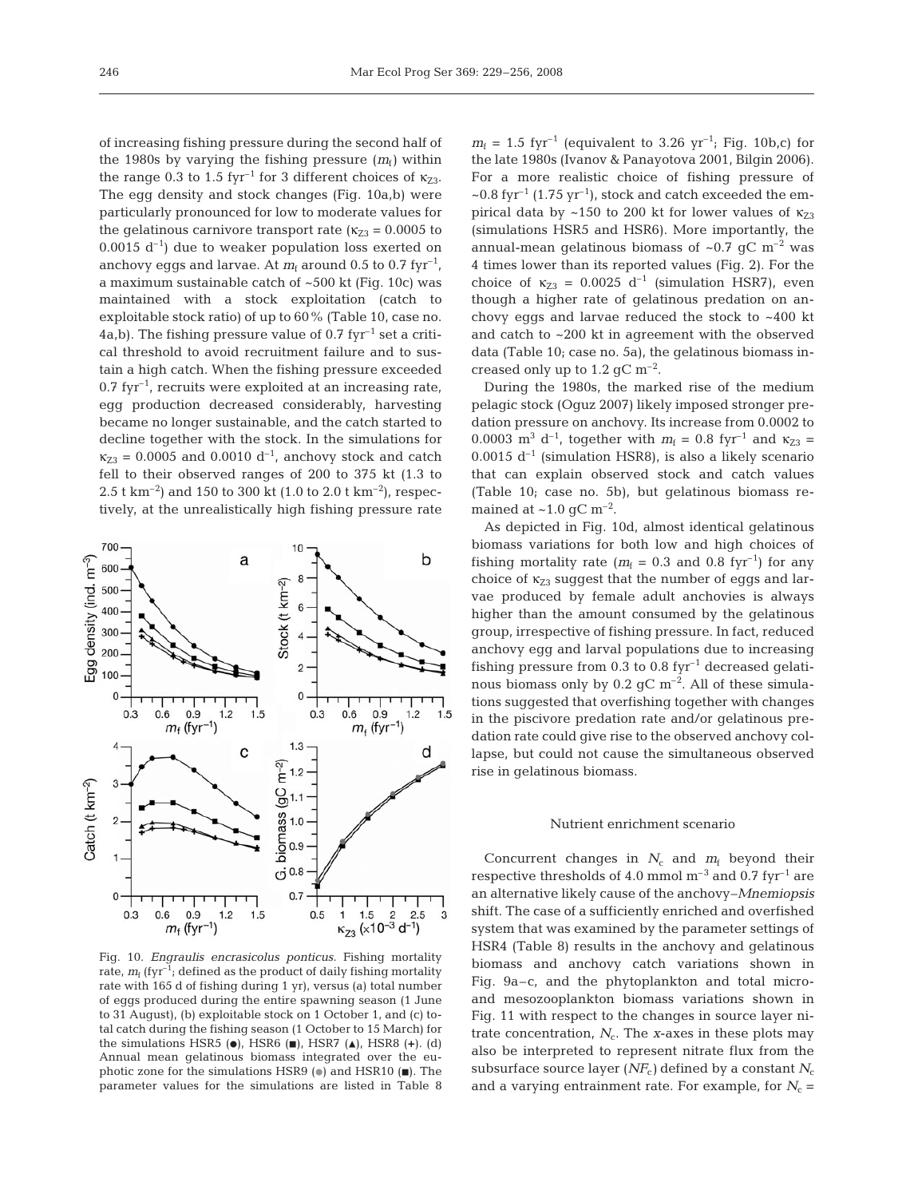of increasing fishing pressure during the second half of the 1980s by varying the fishing pressure ($m_f$) within the range 0.3 to 1.5 fyr$^{-1}$ for 3 different choices of $\kappa_{Z3}$. The egg density and stock changes (Fig. 10a,b) were particularly pronounced for low to moderate values for the gelatinous carnivore transport rate ($\kappa_{Z3}$ = 0.0005 to 0.0015 d$^{-1}$) due to weaker population loss exerted on anchovy eggs and larvae. At $m_f$ around 0.5 to 0.7 fyr$^{-1}$, a maximum sustainable catch of ~500 kt (Fig. 10c) was maintained with a stock exploitation (catch to exploitable stock ratio) of up to 60% (Table 10, case no. 4a,b). The fishing pressure value of 0.7 fyr$^{-1}$ set a critical threshold to avoid recruitment failure and to sustain a high catch. When the fishing pressure exceeded 0.7 fyr$^{-1}$, recruits were exploited at an increasing rate, egg production decreased considerably, harvesting became no longer sustainable, and the catch started to decline together with the stock. In the simulations for $\kappa_{Z3}$ = 0.0005 and 0.0010 d$^{-1}$, anchovy stock and catch fell to their observed ranges of 200 to 375 kt (1.3 to 2.5 t km$^{-2}$) and 150 to 300 kt (1.0 to 2.0 t km$^{-2}$), respectively, at the unrealistically high fishing pressure rate $m_f$ = 1.5 fyr$^{-1}$ (equivalent to 3.26 yr$^{-1}$; Fig. 10b,c) for the late 1980s (Ivanov & Panayotova 2001, Bilgin 2006). For a more realistic choice of fishing pressure of ~0.8 fyr$^{-1}$ (1.75 yr$^{-1}$), stock and catch exceeded the empirical data by ~150 to 200 kt for lower values of $\kappa_{Z3}$ (simulations HSR5 and HSR6). More importantly, the annual-mean gelatinous biomass of ~0.7 gC m$^{-2}$ was 4 times lower than its reported values (Fig. 2). For the choice of $\kappa_{Z3}$ = 0.0025 d$^{-1}$ (simulation HSR7), even though a higher rate of gelatinous predation on anchovy eggs and larvae reduced the stock to ~400 kt and catch to ~200 kt in agreement with the observed data (Table 10; case no. 5a), the gelatinous biomass increased only up to 1.2 gC m$^{-2}$.

During the 1980s, the marked rise of the medium pelagic stock (Oguz 2007) likely imposed stronger predation pressure on anchovy. Its increase from 0.0002 to 0.0003 m$^3$ d$^{-1}$, together with $m_f$ = 0.8 fyr$^{-1}$ and $\kappa_{Z3}$ = 0.0015 d$^{-1}$ (simulation HSR8), is also a likely scenario that can explain observed stock and catch values (Table 10; case no. 5b), but gelatinous biomass remained at ~1.0 gC m$^{-2}$.

As depicted in Fig. 10d, almost identical gelatinous biomass variations for both low and high choices of fishing mortality rate ($m_f$ = 0.3 and 0.8 fyr$^{-1}$) for any choice of $\kappa_{Z3}$ suggest that the number of eggs and larvae produced by female adult anchovies is always higher than the amount consumed by the gelatinous group, irrespective of fishing pressure. In fact, reduced anchovy egg and larval populations due to increasing fishing pressure from 0.3 to 0.8 fyr$^{-1}$ decreased gelatinous biomass only by 0.2 gC m$^{-2}$. All of these simulations suggested that overfishing together with changes in the piscivore predation rate and/or gelatinous predation rate could give rise to the observed anchovy collapse, but could not cause the simultaneous observed rise in gelatinous biomass.

Fig. 10. *Engraulis encrasicolus ponticus*. Fishing mortality rate, $m_f$ (fyr$^{-1}$; defined as the product of daily fishing mortality rate with 165 d of fishing during 1 yr), versus (a) total number of eggs produced during the entire spawning season (1 June to 31 August), (b) exploitable stock on 1 October 1, and (c) total catch during the fishing season (1 October to 15 March) for the simulations HSR5 (●), HSR6 (■), HSR7 (▲), HSR8 (+). (d) Annual mean gelatinous biomass integrated over the euphotic zone for the simulations HSR9 (●) and HSR10 (■). The parameter values for the simulations are listed in Table 8

### Nutrient enrichment scenario

Concurrent changes in $N_c$ and $m_f$ beyond their respective thresholds of 4.0 mmol m$^{-3}$ and 0.7 fyr$^{-1}$ are an alternative likely cause of the anchovy–*Mnemiopsis* shift. The case of a sufficiently enriched and overfished system that was examined by the parameter settings of HSR4 (Table 8) results in the anchovy and gelatinous biomass and anchovy catch variations shown in Fig. 9a–c, and the phytoplankton and total micro- and mesozooplankton biomass variations shown in Fig. 11 with respect to the changes in source layer nitrate concentration, $N_c$. The *x*-axes in these plots may also be interpreted to represent nitrate flux from the subsurface source layer ($NF_c$) defined by a constant $N_c$ and a varying entrainment rate. For example, for $N_c$ =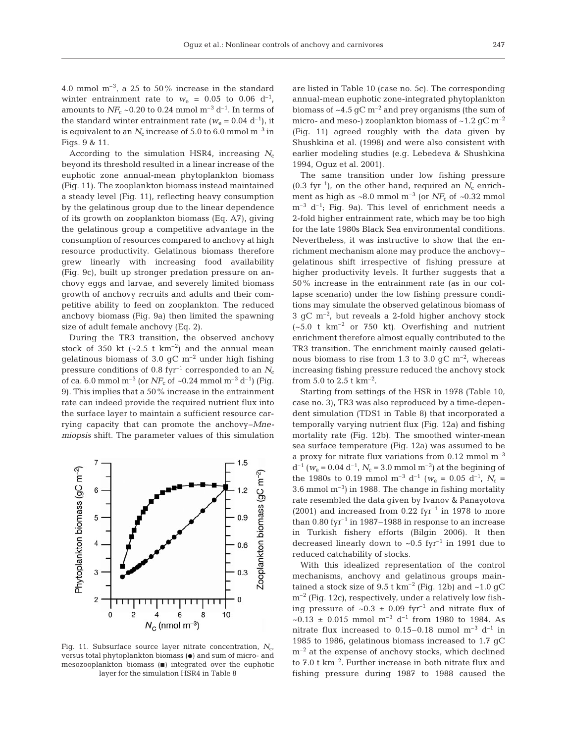4.0 mmol m$^{-3}$, a 25 to 50% increase in the standard winter entrainment rate to $w_e$ = 0.05 to 0.06 d$^{-1}$, amounts to $NF_c$ ~0.20 to 0.24 mmol m$^{-3}$ d$^{-1}$. In terms of the standard winter entrainment rate ($w_e$ = 0.04 d$^{-1}$), it is equivalent to an $N_c$ increase of 5.0 to 6.0 mmol m$^{-3}$ in Figs. 9 & 11.

According to the simulation HSR4, increasing $N_c$ beyond its threshold resulted in a linear increase of the euphotic zone annual-mean phytoplankton biomass (Fig. 11). The zooplankton biomass instead maintained a steady level (Fig. 11), reflecting heavy consumption by the gelatinous group due to the linear dependence of its growth on zooplankton biomass (Eq. A7), giving the gelatinous group a competitive advantage in the consumption of resources compared to anchovy at high resource productivity. Gelatinous biomass therefore grew linearly with increasing food availability (Fig. 9c), built up stronger predation pressure on anchovy eggs and larvae, and severely limited biomass growth of anchovy recruits and adults and their competitive ability to feed on zooplankton. The reduced anchovy biomass (Fig. 9a) then limited the spawning size of adult female anchovy (Eq. 2).

During the TR3 transition, the observed anchovy stock of 350 kt (~2.5 t km$^{-2}$) and the annual mean gelatinous biomass of 3.0 gC m$^{-2}$ under high fishing pressure conditions of 0.8 fyr$^{-1}$ corresponded to an $N_c$ of ca. 6.0 mmol m$^{-3}$ (or $NF_c$ of ~0.24 mmol m$^{-3}$ d$^{-1}$) (Fig. 9). This implies that a 50% increase in the entrainment rate can indeed provide the required nutrient flux into the surface layer to maintain a sufficient resource carrying capacity that can promote the anchovy–*Mnemiopsis* shift. The parameter values of this simulation are listed in Table 10 (case no. 5c). The corresponding annual-mean euphotic zone-integrated phytoplankton biomass of ~4.5 gC m$^{-2}$ and prey organisms (the sum of micro- and meso-) zooplankton biomass of ~1.2 gC m$^{-2}$ (Fig. 11) agreed roughly with the data given by Shushkina et al. (1998) and were also consistent with earlier modeling studies (e.g. Lebedeva & Shushkina 1994, Oguz et al. 2001).

Fig. 11. Subsurface source layer nitrate concentration, $N_c$, versus total phytoplankton biomass (●) and sum of micro- and mesozooplankton biomass (■) integrated over the euphotic layer for the simulation HSR4 in Table 8

The same transition under low fishing pressure (0.3 fyr$^{-1}$), on the other hand, required an $N_c$ enrichment as high as ~8.0 mmol m$^{-3}$ (or $NF_c$ of ~0.32 mmol m$^{-3}$ d$^{-1}$; Fig. 9a). This level of enrichment needs a 2-fold higher entrainment rate, which may be too high for the late 1980s Black Sea environmental conditions. Nevertheless, it was instructive to show that the enrichment mechanism alone may produce the anchovy–gelatinous shift irrespective of fishing pressure at higher productivity levels. It further suggests that a 50% increase in the entrainment rate (as in our collapse scenario) under the low fishing pressure conditions may simulate the observed gelatinous biomass of 3 gC m$^{-2}$, but reveals a 2-fold higher anchovy stock (~5.0 t km$^{-2}$ or 750 kt). Overfishing and nutrient enrichment therefore almost equally contributed to the TR3 transition. The enrichment mainly caused gelatinous biomass to rise from 1.3 to 3.0 gC m$^{-2}$, whereas increasing fishing pressure reduced the anchovy stock from 5.0 to 2.5 t km$^{-2}$.

Starting from settings of the HSR in 1978 (Table 10, case no. 3), TR3 was also reproduced by a time-dependent simulation (TDS1 in Table 8) that incorporated a temporally varying nutrient flux (Fig. 12a) and fishing mortality rate (Fig. 12b). The smoothed winter-mean sea surface temperature (Fig. 12a) was assumed to be a proxy for nitrate flux variations from 0.12 mmol m$^{-3}$ d$^{-1}$ ($w_e$ = 0.04 d$^{-1}$, $N_c$ = 3.0 mmol m$^{-3}$) at the begining of the 1980s to 0.19 mmol m$^{-3}$ d$^{-1}$ ($w_e$ = 0.05 d$^{-1}$, $N_c$ = 3.6 mmol m$^{-3}$) in 1988. The change in fishing mortality rate resembled the data given by Ivanov & Panayotova (2001) and increased from 0.22 fyr$^{-1}$ in 1978 to more than 0.80 fyr$^{-1}$ in 1987–1988 in response to an increase in Turkish fishery efforts (Bilgin 2006). It then decreased linearly down to ~0.5 fyr$^{-1}$ in 1991 due to reduced catchability of stocks.

With this idealized representation of the control mechanisms, anchovy and gelatinous groups maintained a stock size of 9.5 t km$^{-2}$ (Fig. 12b) and ~1.0 gC m$^{-2}$ (Fig. 12c), respectively, under a relatively low fishing pressure of ~0.3 ± 0.09 fyr$^{-1}$ and nitrate flux of ~0.13 ± 0.015 mmol m$^{-3}$ d$^{-1}$ from 1980 to 1984. As nitrate flux increased to 0.15–0.18 mmol m$^{-3}$ d$^{-1}$ in 1985 to 1986, gelatinous biomass increased to 1.7 gC m$^{-2}$ at the expense of anchovy stocks, which declined to 7.0 t km$^{-2}$. Further increase in both nitrate flux and fishing pressure during 1987 to 1988 caused the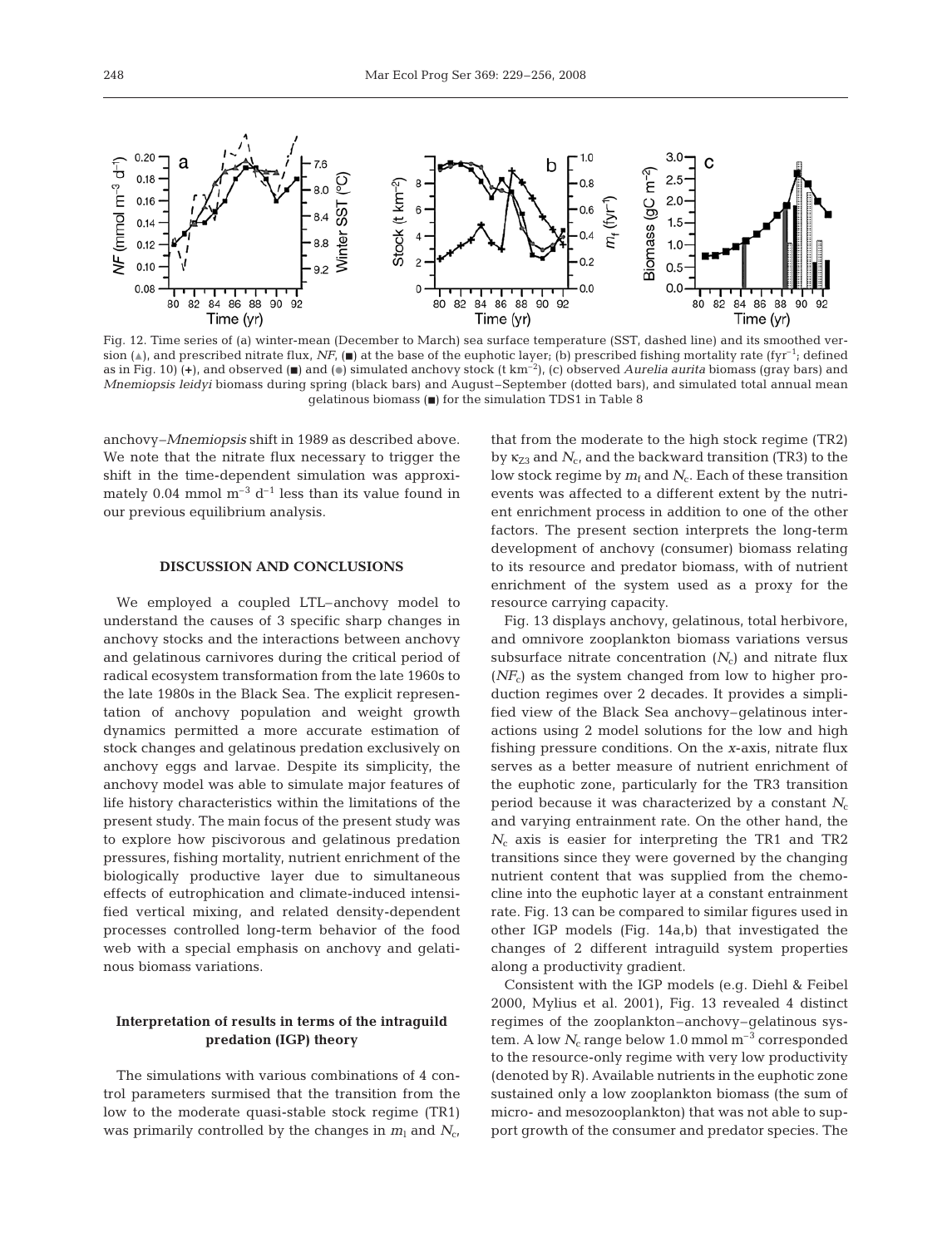Fig. 12. Time series of (a) winter-mean (December to March) sea surface temperature (SST, dashed line) and its smoothed version (▲), and prescribed nitrate flux, *NF*, (■) at the base of the euphotic layer; (b) prescribed fishing mortality rate ($fyr^{-1}$; defined as in Fig. 10) (+), and observed (■) and (●) simulated anchovy stock ($t\ km^{-2}$), (c) observed *Aurelia aurita* biomass (gray bars) and *Mnemiopsis leidyi* biomass during spring (black bars) and August–September (dotted bars), and simulated total annual mean gelatinous biomass (■) for the simulation TDS1 in Table 8

anchovy–*Mnemiopsis* shift in 1989 as described above. We note that the nitrate flux necessary to trigger the shift in the time-dependent simulation was approximately 0.04 mmol $m^{-3}$ $d^{-1}$ less than its value found in our previous equilibrium analysis.

## DISCUSSION AND CONCLUSIONS

We employed a coupled LTL–anchovy model to understand the causes of 3 specific sharp changes in anchovy stocks and the interactions between anchovy and gelatinous carnivores during the critical period of radical ecosystem transformation from the late 1960s to the late 1980s in the Black Sea. The explicit representation of anchovy population and weight growth dynamics permitted a more accurate estimation of stock changes and gelatinous predation exclusively on anchovy eggs and larvae. Despite its simplicity, the anchovy model was able to simulate major features of life history characteristics within the limitations of the present study. The main focus of the present study was to explore how piscivorous and gelatinous predation pressures, fishing mortality, nutrient enrichment of the biologically productive layer due to simultaneous effects of eutrophication and climate-induced intensified vertical mixing, and related density-dependent processes controlled long-term behavior of the food web with a special emphasis on anchovy and gelatinous biomass variations.

### Interpretation of results in terms of the intraguild predation (IGP) theory

The simulations with various combinations of 4 control parameters surmised that the transition from the low to the moderate quasi-stable stock regime (TR1) was primarily controlled by the changes in $m_l$ and $N_c$, that from the moderate to the high stock regime (TR2) by $\kappa_{Z3}$ and $N_c$, and the backward transition (TR3) to the low stock regime by $m_f$ and $N_c$. Each of these transition events was affected to a different extent by the nutrient enrichment process in addition to one of the other factors. The present section interprets the long-term development of anchovy (consumer) biomass relating to its resource and predator biomass, with of nutrient enrichment of the system used as a proxy for the resource carrying capacity.

Fig. 13 displays anchovy, gelatinous, total herbivore, and omnivore zooplankton biomass variations versus subsurface nitrate concentration ($N_c$) and nitrate flux ($NF_c$) as the system changed from low to higher production regimes over 2 decades. It provides a simplified view of the Black Sea anchovy–gelatinous interactions using 2 model solutions for the low and high fishing pressure conditions. On the *x*-axis, nitrate flux serves as a better measure of nutrient enrichment of the euphotic zone, particularly for the TR3 transition period because it was characterized by a constant $N_c$ and varying entrainment rate. On the other hand, the $N_c$ axis is easier for interpreting the TR1 and TR2 transitions since they were governed by the changing nutrient content that was supplied from the chemocline into the euphotic layer at a constant entrainment rate. Fig. 13 can be compared to similar figures used in other IGP models (Fig. 14a,b) that investigated the changes of 2 different intraguild system properties along a productivity gradient.

Consistent with the IGP models (e.g. Diehl & Feibel 2000, Mylius et al. 2001), Fig. 13 revealed 4 distinct regimes of the zooplankton–anchovy–gelatinous system. A low $N_c$ range below 1.0 mmol $m^{-3}$ corresponded to the resource-only regime with very low productivity (denoted by R). Available nutrients in the euphotic zone sustained only a low zooplankton biomass (the sum of micro- and mesozooplankton) that was not able to support growth of the consumer and predator species. The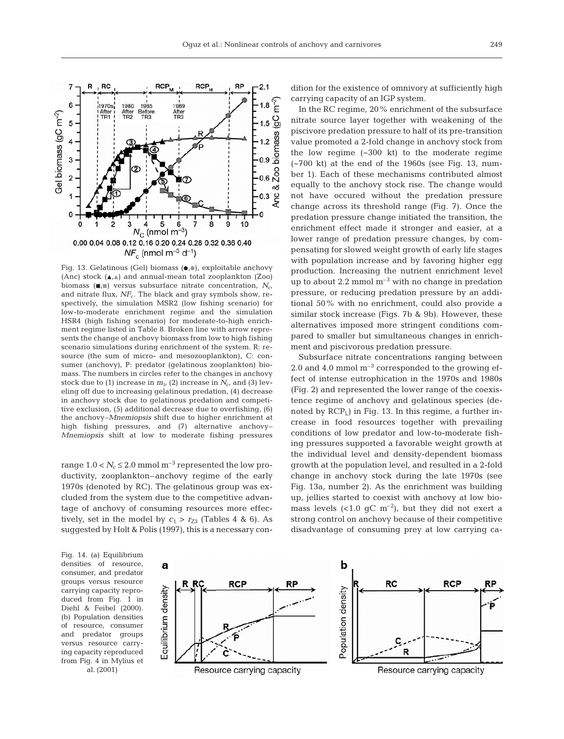Fig. 13. Gelatinous (Gel) biomass (●,●), exploitable anchovy (Anc) stock (▲,▲) and annual-mean total zooplankton (Zoo) biomass (■,■) versus subsurface nitrate concentration, $N_c$, and nitrate flux, $NF_c$. The black and gray symbols show, respectively, the simulation MSR2 (low fishing scenario) for low-to-moderate enrichment regime and the simulation HSR4 (high fishing scenario) for moderate-to-high enrichment regime listed in Table 8. Broken line with arrow represents the change of anchovy biomass from low to high fishing scenario simulations during enrichment of the system. R: resource (the sum of micro- and mesozooplankton), C: consumer (anchovy), P: predator (gelatinous zooplankton) biomass. The numbers in circles refer to the changes in anchovy stock due to (1) increase in $m_1$, (2) increase in $N_c$, and (3) leveling off due to increasing gelatinous predation, (4) decrease in anchovy stock due to gelatinous predation and competitive exclusion, (5) additional decrease due to overfishing, (6) the anchovy–*Mnemiopsis* shift due to higher enrichment at high fishing pressures, and (7) alternative anchovy–*Mnemiopsis* shift at low to moderate fishing pressures

range $1.0 < N_c \leq 2.0$ mmol m$^{-3}$ represented the low productivity, zooplankton–anchovy regime of the early 1970s (denoted by RC). The gelatinous group was excluded from the system due to the competitive advantage of anchovy of consuming resources more effectively, set in the model by $c_1 > r_{Z3}$ (Tables 4 & 6). As suggested by Holt & Polis (1997), this is a necessary condition for the existence of omnivory at sufficiently high carrying capacity of an IGP system.

In the RC regime, 20% enrichment of the subsurface nitrate source layer together with weakening of the piscivore predation pressure to half of its pre-transition value promoted a 2-fold change in anchovy stock from the low regime (~300 kt) to the moderate regime (~700 kt) at the end of the 1960s (see Fig. 13, number 1). Each of these mechanisms contributed almost equally to the anchovy stock rise. The change would not have occured without the predation pressure change across its threshold range (Fig. 7). Once the predation pressure change initiated the transition, the enrichment effect made it stronger and easier, at a lower range of predation pressure changes, by compensating for slowed weight growth of early life stages with population increase and by favoring higher egg production. Increasing the nutrient enrichment level up to about 2.2 mmol m$^{-3}$ with no change in predation pressure, or reducing predation pressure by an additional 50% with no enrichment, could also provide a similar stock increase (Figs. 7b & 9b). However, these alternatives imposed more stringent conditions compared to smaller but simultaneous changes in enrichment and piscivorous predation pressure.

Subsurface nitrate concentrations ranging between 2.0 and 4.0 mmol m$^{-3}$ corresponded to the growing effect of intense eutrophication in the 1970s and 1980s (Fig. 2) and represented the lower range of the coexistence regime of anchovy and gelatinous species (denoted by $RCP_L$) in Fig. 13. In this regime, a further increase in food resources together with prevailing conditions of low predator and low-to-moderate fishing pressures supported a favorable weight growth at the individual level and density-dependent biomass growth at the population level, and resulted in a 2-fold change in anchovy stock during the late 1970s (see Fig. 13a, number 2). As the enrichment was building up, jellies started to coexist with anchovy at low biomass levels (<1.0 gC m$^{-2}$), but they did not exert a strong control on anchovy because of their competitive disadvantage of consuming prey at low carrying ca-

Fig. 14. (a) Equilibrium densities of resource, consumer, and predator groups versus resource carrying capacity reproduced from Fig. 1 in Diehl & Feibel (2000). (b) Population densities of resource, consumer and predator groups versus resource carrying capacity reproduced from Fig. 4 in Mylius et al. (2001)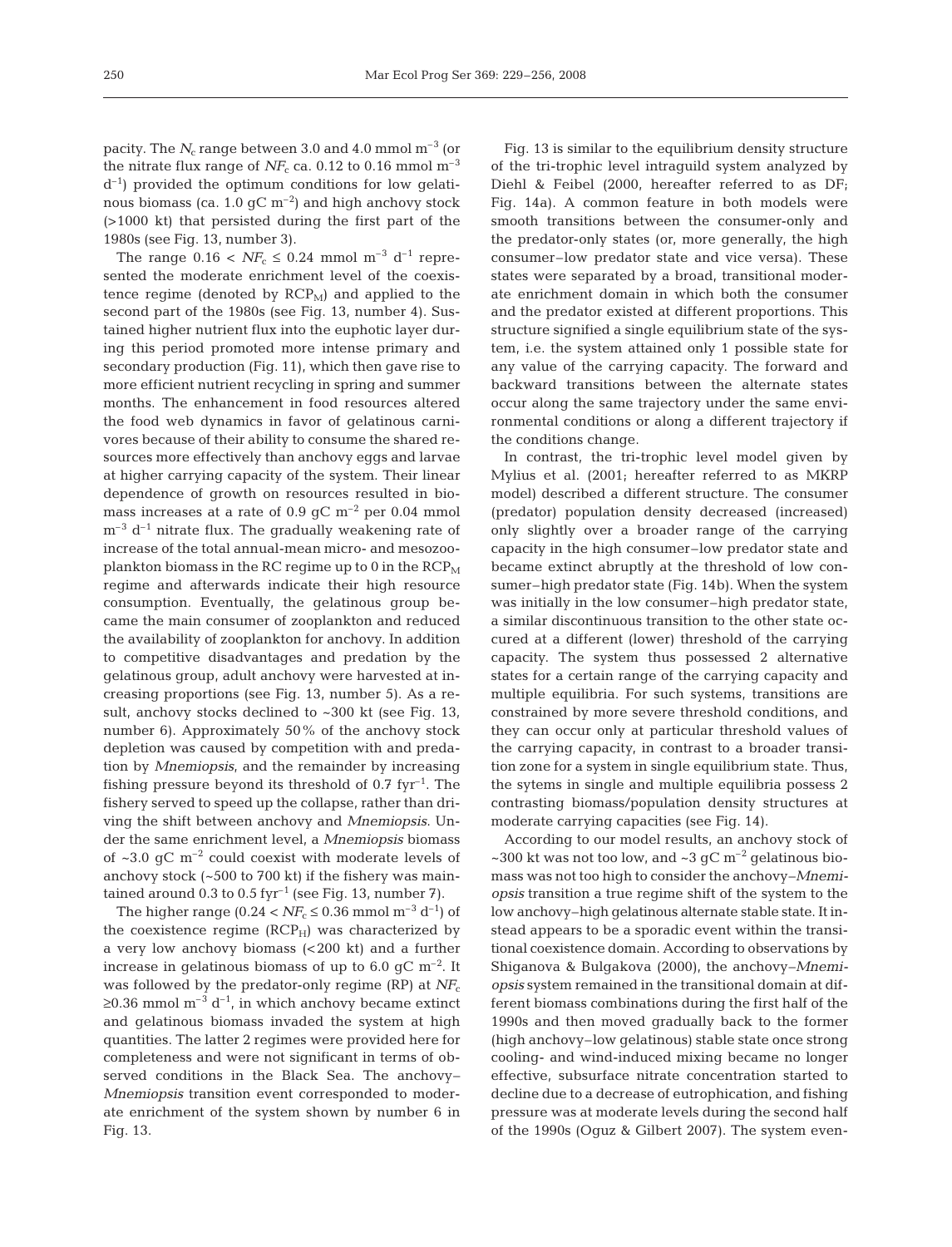pacity. The $N_c$ range between 3.0 and 4.0 mmol $m^{-3}$ (or the nitrate flux range of $NF_c$ ca. 0.12 to 0.16 mmol $m^{-3}$ $d^{-1}$) provided the optimum conditions for low gelatinous biomass (ca. 1.0 gC $m^{-2}$) and high anchovy stock (>1000 kt) that persisted during the first part of the 1980s (see Fig. 13, number 3).

The range $0.16 < NF_c \leq 0.24$ mmol $m^{-3}$ $d^{-1}$ represented the moderate enrichment level of the coexistence regime (denoted by $RCP_M$) and applied to the second part of the 1980s (see Fig. 13, number 4). Sustained higher nutrient flux into the euphotic layer during this period promoted more intense primary and secondary production (Fig. 11), which then gave rise to more efficient nutrient recycling in spring and summer months. The enhancement in food resources altered the food web dynamics in favor of gelatinous carnivores because of their ability to consume the shared resources more effectively than anchovy eggs and larvae at higher carrying capacity of the system. Their linear dependence of growth on resources resulted in biomass increases at a rate of 0.9 gC $m^{-2}$ per 0.04 mmol $m^{-3}$ $d^{-1}$ nitrate flux. The gradually weakening rate of increase of the total annual-mean micro- and mesozooplankton biomass in the RC regime up to 0 in the $RCP_M$ regime and afterwards indicate their high resource consumption. Eventually, the gelatinous group became the main consumer of zooplankton and reduced the availability of zooplankton for anchovy. In addition to competitive disadvantages and predation by the gelatinous group, adult anchovy were harvested at increasing proportions (see Fig. 13, number 5). As a result, anchovy stocks declined to ~300 kt (see Fig. 13, number 6). Approximately 50% of the anchovy stock depletion was caused by competition with and predation by *Mnemiopsis*, and the remainder by increasing fishing pressure beyond its threshold of 0.7 $fyr^{-1}$. The fishery served to speed up the collapse, rather than driving the shift between anchovy and *Mnemiopsis*. Under the same enrichment level, a *Mnemiopsis* biomass of ~3.0 gC $m^{-2}$ could coexist with moderate levels of anchovy stock (~500 to 700 kt) if the fishery was maintained around 0.3 to 0.5 $fyr^{-1}$ (see Fig. 13, number 7).

The higher range ($0.24 < NF_c \leq 0.36$ mmol $m^{-3}$ $d^{-1}$) of the coexistence regime ($RCP_H$) was characterized by a very low anchovy biomass (<200 kt) and a further increase in gelatinous biomass of up to 6.0 gC $m^{-2}$. It was followed by the predator-only regime (RP) at $NF_c$ $\geq$0.36 mmol $m^{-3}$ $d^{-1}$, in which anchovy became extinct and gelatinous biomass invaded the system at high quantities. The latter 2 regimes were provided here for completeness and were not significant in terms of observed conditions in the Black Sea. The anchovy–*Mnemiopsis* transition event corresponded to moderate enrichment of the system shown by number 6 in Fig. 13.

Fig. 13 is similar to the equilibrium density structure of the tri-trophic level intraguild system analyzed by Diehl & Feibel (2000, hereafter referred to as DF; Fig. 14a). A common feature in both models were smooth transitions between the consumer-only and the predator-only states (or, more generally, the high consumer–low predator state and vice versa). These states were separated by a broad, transitional moderate enrichment domain in which both the consumer and the predator existed at different proportions. This structure signified a single equilibrium state of the system, i.e. the system attained only 1 possible state for any value of the carrying capacity. The forward and backward transitions between the alternate states occur along the same trajectory under the same environmental conditions or along a different trajectory if the conditions change.

In contrast, the tri-trophic level model given by Mylius et al. (2001; hereafter referred to as MKRP model) described a different structure. The consumer (predator) population density decreased (increased) only slightly over a broader range of the carrying capacity in the high consumer–low predator state and became extinct abruptly at the threshold of low consumer–high predator state (Fig. 14b). When the system was initially in the low consumer–high predator state, a similar discontinuous transition to the other state occured at a different (lower) threshold of the carrying capacity. The system thus possessed 2 alternative states for a certain range of the carrying capacity and multiple equilibria. For such systems, transitions are constrained by more severe threshold conditions, and they can occur only at particular threshold values of the carrying capacity, in contrast to a broader transition zone for a system in single equilibrium state. Thus, the sytems in single and multiple equilibria possess 2 contrasting biomass/population density structures at moderate carrying capacities (see Fig. 14).

According to our model results, an anchovy stock of ~300 kt was not too low, and ~3 gC $m^{-2}$ gelatinous biomass was not too high to consider the anchovy–*Mnemiopsis* transition a true regime shift of the system to the low anchovy–high gelatinous alternate stable state. It instead appears to be a sporadic event within the transitional coexistence domain. According to observations by Shiganova & Bulgakova (2000), the anchovy–*Mnemiopsis* system remained in the transitional domain at different biomass combinations during the first half of the 1990s and then moved gradually back to the former (high anchovy–low gelatinous) stable state once strong cooling- and wind-induced mixing became no longer effective, subsurface nitrate concentration started to decline due to a decrease of eutrophication, and fishing pressure was at moderate levels during the second half of the 1990s (Oguz & Gilbert 2007). The system even-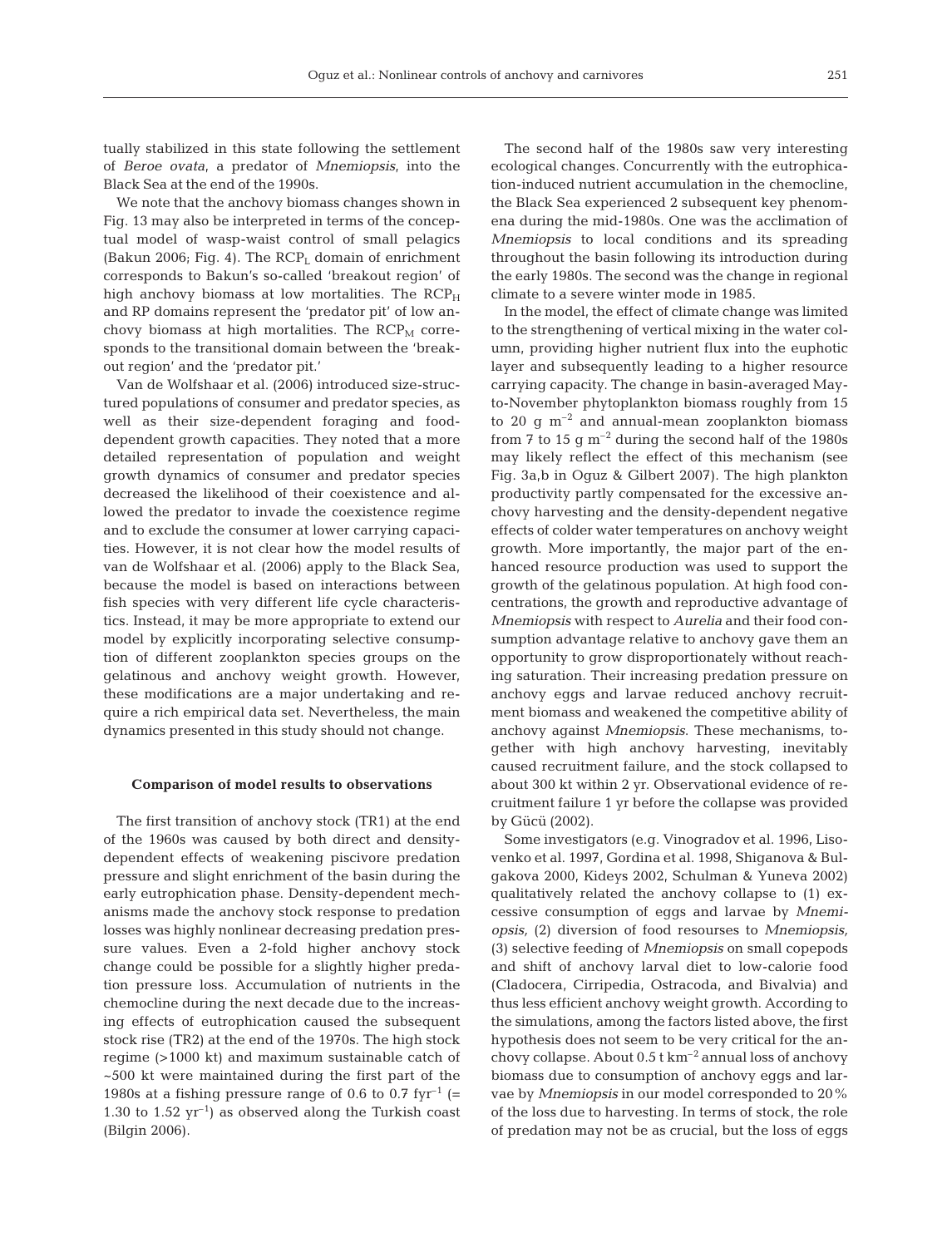tually stabilized in this state following the settlement of *Beroe ovata*, a predator of *Mnemiopsis*, into the Black Sea at the end of the 1990s.

We note that the anchovy biomass changes shown in Fig. 13 may also be interpreted in terms of the conceptual model of wasp-waist control of small pelagics (Bakun 2006; Fig. 4). The $RCP_L$ domain of enrichment corresponds to Bakun's so-called 'breakout region' of high anchovy biomass at low mortalities. The $RCP_H$ and RP domains represent the 'predator pit' of low anchovy biomass at high mortalities. The $RCP_M$ corresponds to the transitional domain between the 'breakout region' and the 'predator pit.'

Van de Wolfshaar et al. (2006) introduced size-structured populations of consumer and predator species, as well as their size-dependent foraging and food-dependent growth capacities. They noted that a more detailed representation of population and weight growth dynamics of consumer and predator species decreased the likelihood of their coexistence and allowed the predator to invade the coexistence regime and to exclude the consumer at lower carrying capacities. However, it is not clear how the model results of van de Wolfshaar et al. (2006) apply to the Black Sea, because the model is based on interactions between fish species with very different life cycle characteristics. Instead, it may be more appropriate to extend our model by explicitly incorporating selective consumption of different zooplankton species groups on the gelatinous and anchovy weight growth. However, these modifications are a major undertaking and require a rich empirical data set. Nevertheless, the main dynamics presented in this study should not change.

#### Comparison of model results to observations

The first transition of anchovy stock (TR1) at the end of the 1960s was caused by both direct and density-dependent effects of weakening piscivore predation pressure and slight enrichment of the basin during the early eutrophication phase. Density-dependent mechanisms made the anchovy stock response to predation losses was highly nonlinear decreasing predation pressure values. Even a 2-fold higher anchovy stock change could be possible for a slightly higher predation pressure loss. Accumulation of nutrients in the chemocline during the next decade due to the increasing effects of eutrophication caused the subsequent stock rise (TR2) at the end of the 1970s. The high stock regime (>1000 kt) and maximum sustainable catch of ~500 kt were maintained during the first part of the 1980s at a fishing pressure range of 0.6 to 0.7 $fyr^{-1}$ (= 1.30 to 1.52 $yr^{-1}$) as observed along the Turkish coast (Bilgin 2006).

The second half of the 1980s saw very interesting ecological changes. Concurrently with the eutrophication-induced nutrient accumulation in the chemocline, the Black Sea experienced 2 subsequent key phenomena during the mid-1980s. One was the acclimation of *Mnemiopsis* to local conditions and its spreading throughout the basin following its introduction during the early 1980s. The second was the change in regional climate to a severe winter mode in 1985.

In the model, the effect of climate change was limited to the strengthening of vertical mixing in the water column, providing higher nutrient flux into the euphotic layer and subsequently leading to a higher resource carrying capacity. The change in basin-averaged May-to-November phytoplankton biomass roughly from 15 to 20 g $m^{-2}$ and annual-mean zooplankton biomass from 7 to 15 g $m^{-2}$ during the second half of the 1980s may likely reflect the effect of this mechanism (see Fig. 3a,b in Oguz & Gilbert 2007). The high plankton productivity partly compensated for the excessive anchovy harvesting and the density-dependent negative effects of colder water temperatures on anchovy weight growth. More importantly, the major part of the enhanced resource production was used to support the growth of the gelatinous population. At high food concentrations, the growth and reproductive advantage of *Mnemiopsis* with respect to *Aurelia* and their food consumption advantage relative to anchovy gave them an opportunity to grow disproportionately without reaching saturation. Their increasing predation pressure on anchovy eggs and larvae reduced anchovy recruitment biomass and weakened the competitive ability of anchovy against *Mnemiopsis*. These mechanisms, together with high anchovy harvesting, inevitably caused recruitment failure, and the stock collapsed to about 300 kt within 2 yr. Observational evidence of recruitment failure 1 yr before the collapse was provided by Gücü (2002).

Some investigators (e.g. Vinogradov et al. 1996, Lisovenko et al. 1997, Gordina et al. 1998, Shiganova & Bulgakova 2000, Kideys 2002, Schulman & Yuneva 2002) qualitatively related the anchovy collapse to (1) excessive consumption of eggs and larvae by *Mnemiopsis,* (2) diversion of food resourses to *Mnemiopsis,* (3) selective feeding of *Mnemiopsis* on small copepods and shift of anchovy larval diet to low-calorie food (Cladocera, Cirripedia, Ostracoda, and Bivalvia) and thus less efficient anchovy weight growth. According to the simulations, among the factors listed above, the first hypothesis does not seem to be very critical for the anchovy collapse. About 0.5 t $km^{-2}$ annual loss of anchovy biomass due to consumption of anchovy eggs and larvae by *Mnemiopsis* in our model corresponded to 20% of the loss due to harvesting. In terms of stock, the role of predation may not be as crucial, but the loss of eggs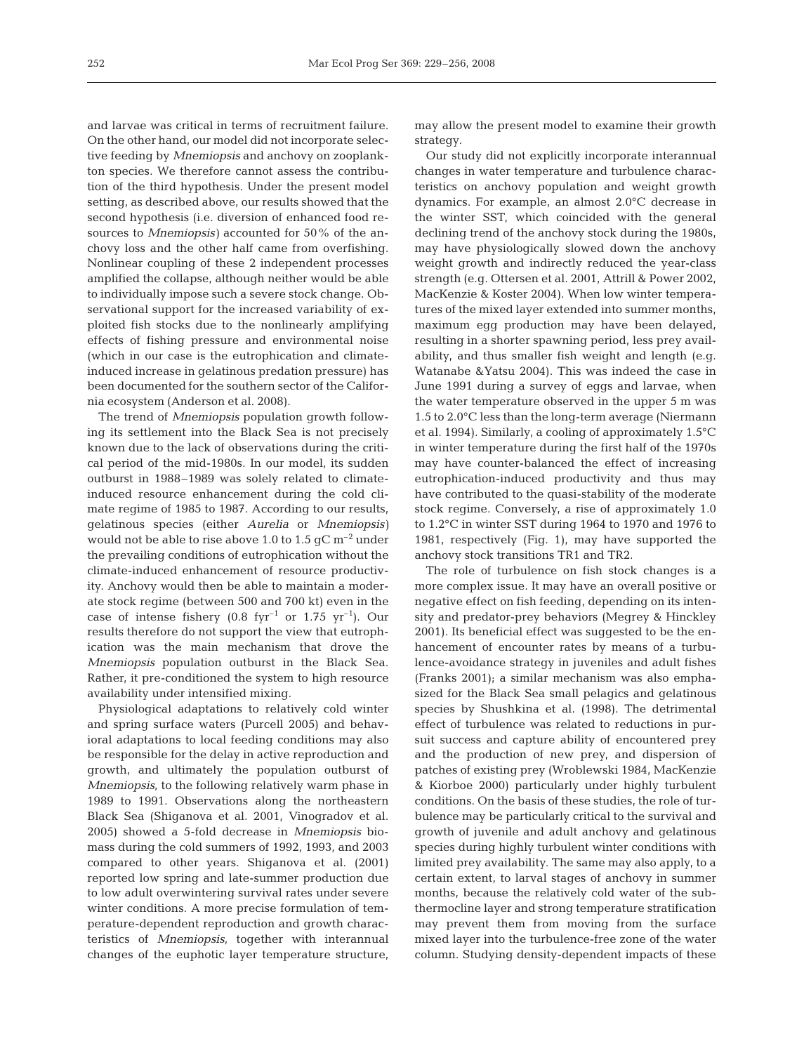and larvae was critical in terms of recruitment failure. On the other hand, our model did not incorporate selective feeding by *Mnemiopsis* and anchovy on zooplankton species. We therefore cannot assess the contribution of the third hypothesis. Under the present model setting, as described above, our results showed that the second hypothesis (i.e. diversion of enhanced food resources to *Mnemiopsis*) accounted for 50% of the anchovy loss and the other half came from overfishing. Nonlinear coupling of these 2 independent processes amplified the collapse, although neither would be able to individually impose such a severe stock change. Observational support for the increased variability of exploited fish stocks due to the nonlinearly amplifying effects of fishing pressure and environmental noise (which in our case is the eutrophication and climate-induced increase in gelatinous predation pressure) has been documented for the southern sector of the California ecosystem (Anderson et al. 2008).

The trend of *Mnemiopsis* population growth following its settlement into the Black Sea is not precisely known due to the lack of observations during the critical period of the mid-1980s. In our model, its sudden outburst in 1988–1989 was solely related to climate-induced resource enhancement during the cold climate regime of 1985 to 1987. According to our results, gelatinous species (either *Aurelia* or *Mnemiopsis*) would not be able to rise above 1.0 to 1.5 gC $m^{-2}$ under the prevailing conditions of eutrophication without the climate-induced enhancement of resource productivity. Anchovy would then be able to maintain a moderate stock regime (between 500 and 700 kt) even in the case of intense fishery (0.8 $fyr^{-1}$ or 1.75 $yr^{-1}$). Our results therefore do not support the view that eutrophication was the main mechanism that drove the *Mnemiopsis* population outburst in the Black Sea. Rather, it pre-conditioned the system to high resource availability under intensified mixing.

Physiological adaptations to relatively cold winter and spring surface waters (Purcell 2005) and behavioral adaptations to local feeding conditions may also be responsible for the delay in active reproduction and growth, and ultimately the population outburst of *Mnemiopsis*, to the following relatively warm phase in 1989 to 1991. Observations along the northeastern Black Sea (Shiganova et al. 2001, Vinogradov et al. 2005) showed a 5-fold decrease in *Mnemiopsis* biomass during the cold summers of 1992, 1993, and 2003 compared to other years. Shiganova et al. (2001) reported low spring and late-summer production due to low adult overwintering survival rates under severe winter conditions. A more precise formulation of temperature-dependent reproduction and growth characteristics of *Mnemiopsis*, together with interannual changes of the euphotic layer temperature structure, may allow the present model to examine their growth strategy.

Our study did not explicitly incorporate interannual changes in water temperature and turbulence characteristics on anchovy population and weight growth dynamics. For example, an almost 2.0°C decrease in the winter SST, which coincided with the general declining trend of the anchovy stock during the 1980s, may have physiologically slowed down the anchovy weight growth and indirectly reduced the year-class strength (e.g. Ottersen et al. 2001, Attrill & Power 2002, MacKenzie & Koster 2004). When low winter temperatures of the mixed layer extended into summer months, maximum egg production may have been delayed, resulting in a shorter spawning period, less prey availability, and thus smaller fish weight and length (e.g. Watanabe &Yatsu 2004). This was indeed the case in June 1991 during a survey of eggs and larvae, when the water temperature observed in the upper 5 m was 1.5 to 2.0°C less than the long-term average (Niermann et al. 1994). Similarly, a cooling of approximately 1.5°C in winter temperature during the first half of the 1970s may have counter-balanced the effect of increasing eutrophication-induced productivity and thus may have contributed to the quasi-stability of the moderate stock regime. Conversely, a rise of approximately 1.0 to 1.2°C in winter SST during 1964 to 1970 and 1976 to 1981, respectively (Fig. 1), may have supported the anchovy stock transitions TR1 and TR2.

The role of turbulence on fish stock changes is a more complex issue. It may have an overall positive or negative effect on fish feeding, depending on its intensity and predator-prey behaviors (Megrey & Hinckley 2001). Its beneficial effect was suggested to be the enhancement of encounter rates by means of a turbulence-avoidance strategy in juveniles and adult fishes (Franks 2001); a similar mechanism was also emphasized for the Black Sea small pelagics and gelatinous species by Shushkina et al. (1998). The detrimental effect of turbulence was related to reductions in pursuit success and capture ability of encountered prey and the production of new prey, and dispersion of patches of existing prey (Wroblewski 1984, MacKenzie & Kiorboe 2000) particularly under highly turbulent conditions. On the basis of these studies, the role of turbulence may be particularly critical to the survival and growth of juvenile and adult anchovy and gelatinous species during highly turbulent winter conditions with limited prey availability. The same may also apply, to a certain extent, to larval stages of anchovy in summer months, because the relatively cold water of the subthermocline layer and strong temperature stratification may prevent them from moving from the surface mixed layer into the turbulence-free zone of the water column. Studying density-dependent impacts of these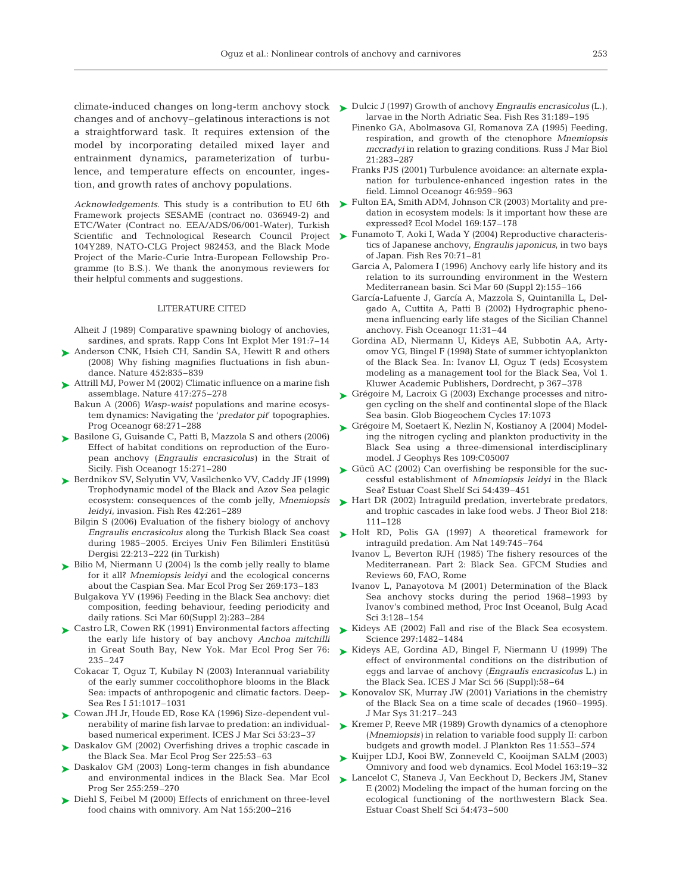climate-induced changes on long-term anchovy stock changes and of anchovy–gelatinous interactions is not a straightforward task. It requires extension of the model by incorporating detailed mixed layer and entrainment dynamics, parameterization of turbulence, and temperature effects on encounter, ingestion, and growth rates of anchovy populations.

*Acknowledgements*. This study is a contribution to EU 6th Framework projects SESAME (contract no. 036949-2) and ETC/Water (Contract no. EEA/ADS/06/001-Water), Turkish Scientific and Technological Research Council Project 104Y289, NATO-CLG Project 982453, and the Black Mode Project of the Marie-Curie Intra-European Fellowship Programme (to B.S.). We thank the anonymous reviewers for their helpful comments and suggestions.

## LITERATURE CITED

- Alheit J (1989) Comparative spawning biology of anchovies, sardines, and sprats. Rapp Cons Int Explot Mer 191:7–14
- Anderson CNK, Hsieh CH, Sandin SA, Hewitt R and others (2008) Why fishing magnifies fluctuations in fish abundance. Nature 452:835–839
- Attrill MJ, Power M (2002) Climatic influence on a marine fish assemblage. Nature 417:275–278
- Bakun A (2006) *Wasp-waist* populations and marine ecosystem dynamics: Navigating the '*predator pit*' topographies. Prog Oceanogr 68:271–288
- Basilone G, Guisande C, Patti B, Mazzola S and others (2006) Effect of habitat conditions on reproduction of the European anchovy (*Engraulis encrasicolus*) in the Strait of Sicily. Fish Oceanogr 15:271–280
- Berdnikov SV, Selyutin VV, Vasilchenko VV, Caddy JF (1999) Trophodynamic model of the Black and Azov Sea pelagic ecosystem: consequences of the comb jelly, *Mnemiopsis leidyi*, invasion. Fish Res 42:261–289
- Bilgin S (2006) Evaluation of the fishery biology of anchovy *Engraulis encrasicolus* along the Turkish Black Sea coast during 1985–2005. Erciyes Univ Fen Bilimleri Enstitüsü Dergisi 22:213–222 (in Turkish)
- Bilio M, Niermann U (2004) Is the comb jelly really to blame for it all? *Mnemiopsis leidyi* and the ecological concerns about the Caspian Sea. Mar Ecol Prog Ser 269:173–183
- Bulgakova YV (1996) Feeding in the Black Sea anchovy: diet composition, feeding behaviour, feeding periodicity and daily rations. Sci Mar 60(Suppl 2):283–284
- Castro LR, Cowen RK (1991) Environmental factors affecting the early life history of bay anchovy *Anchoa mitchilli* in Great South Bay, New Yok. Mar Ecol Prog Ser 76: 235–247
- Cokacar T, Oguz T, Kubilay N (2003) Interannual variability of the early summer coccolithophore blooms in the Black Sea: impacts of anthropogenic and climatic factors. Deep-Sea Res I 51:1017–1031
- Cowan JH Jr, Houde ED, Rose KA (1996) Size-dependent vulnerability of marine fish larvae to predation: an individual-based numerical experiment. ICES J Mar Sci 53:23–37
- Daskalov GM (2002) Overfishing drives a trophic cascade in the Black Sea. Mar Ecol Prog Ser 225:53–63
- Daskalov GM (2003) Long-term changes in fish abundance and environmental indices in the Black Sea. Mar Ecol Prog Ser 255:259–270
- Diehl S, Feibel M (2000) Effects of enrichment on three-level food chains with omnivory. Am Nat 155:200–216
- Dulcic J (1997) Growth of anchovy *Engraulis encrasicolus* (L.), larvae in the North Adriatic Sea. Fish Res 31:189–195
- Finenko GA, Abolmasova GI, Romanova ZA (1995) Feeding, respiration, and growth of the ctenophore *Mnemiopsis mccradyi* in relation to grazing conditions. Russ J Mar Biol 21:283–287
- Franks PJS (2001) Turbulence avoidance: an alternate explanation for turbulence-enhanced ingestion rates in the field. Limnol Oceanogr 46:959–963
- Fulton EA, Smith ADM, Johnson CR (2003) Mortality and predation in ecosystem models: Is it important how these are expressed? Ecol Model 169:157–178
- Funamoto T, Aoki I, Wada Y (2004) Reproductive characteristics of Japanese anchovy, *Engraulis japonicus*, in two bays of Japan. Fish Res 70:71–81
- Garcia A, Palomera I (1996) Anchovy early life history and its relation to its surrounding environment in the Western Mediterranean basin. Sci Mar 60 (Suppl 2):155–166
- García-Lafuente J, García A, Mazzola S, Quintanilla L, Delgado A, Cuttita A, Patti B (2002) Hydrographic phenomena influencing early life stages of the Sicilian Channel anchovy. Fish Oceanogr 11:31–44
- Gordina AD, Niermann U, Kideys AE, Subbotin AA, Artyomov YG, Bingel F (1998) State of summer ichtyoplankton of the Black Sea. In: Ivanov LI, Oguz T (eds) Ecosystem modeling as a management tool for the Black Sea, Vol 1. Kluwer Academic Publishers, Dordrecht, p 367–378
- Grégoire M, Lacroix G (2003) Exchange processes and nitrogen cycling on the shelf and continental slope of the Black Sea basin. Glob Biogeochem Cycles 17:1073
- Grégoire M, Soetaert K, Nezlin N, Kostianoy A (2004) Modeling the nitrogen cycling and plankton productivity in the Black Sea using a three-dimensional interdisciplinary model. J Geophys Res 109:C05007
- Gücü AC (2002) Can overfishing be responsible for the successful establishment of *Mnemiopsis leidyi* in the Black Sea? Estuar Coast Shelf Sci 54:439–451
- Hart DR (2002) Intraguild predation, invertebrate predators, and trophic cascades in lake food webs. J Theor Biol 218: 111–128
- Holt RD, Polis GA (1997) A theoretical framework for intraguild predation. Am Nat 149:745–764
- Ivanov L, Beverton RJH (1985) The fishery resources of the Mediterranean. Part 2: Black Sea. GFCM Studies and Reviews 60, FAO, Rome
- Ivanov L, Panayotova M (2001) Determination of the Black Sea anchovy stocks during the period 1968–1993 by Ivanov's combined method, Proc Inst Oceanol, Bulg Acad Sci 3:128–154
- Kideys AE (2002) Fall and rise of the Black Sea ecosystem. Science 297:1482–1484
- Kideys AE, Gordina AD, Bingel F, Niermann U (1999) The effect of environmental conditions on the distribution of eggs and larvae of anchovy (*Engraulis encrasicolus* L.) in the Black Sea. ICES J Mar Sci 56 (Suppl):58–64
- Konovalov SK, Murray JW (2001) Variations in the chemistry of the Black Sea on a time scale of decades (1960–1995). J Mar Sys 31:217–243
- Kremer P, Reeve MR (1989) Growth dynamics of a ctenophore (*Mnemiopsis*) in relation to variable food supply II: carbon budgets and growth model. J Plankton Res 11:553–574
- Kuijper LDJ, Kooi BW, Zonneveld C, Kooijman SALM (2003) Omnivory and food web dynamics. Ecol Model 163:19–32
- Lancelot C, Staneva J, Van Eeckhout D, Beckers JM, Stanev E (2002) Modeling the impact of the human forcing on the ecological functioning of the northwestern Black Sea. Estuar Coast Shelf Sci 54:473–500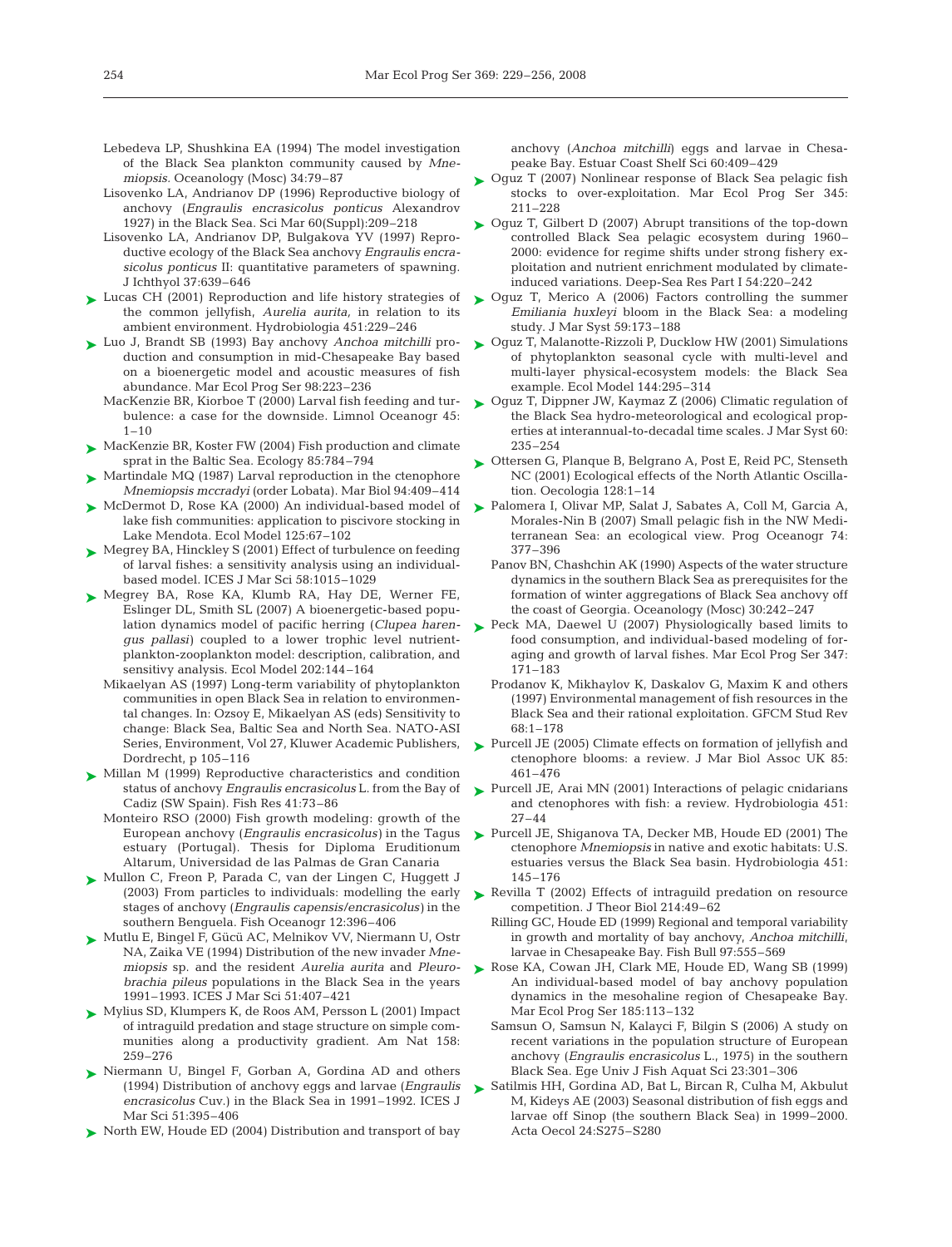Lebedeva LP, Shushkina EA (1994) The model investigation of the Black Sea plankton community caused by *Mnemiopsis.* Oceanology (Mosc) 34:79–87

Lisovenko LA, Andrianov DP (1996) Reproductive biology of anchovy (*Engraulis encrasicolus ponticus* Alexandrov 1927) in the Black Sea. Sci Mar 60(Suppl):209–218

Lisovenko LA, Andrianov DP, Bulgakova YV (1997) Reproductive ecology of the Black Sea anchovy *Engraulis encrasicolus ponticus* II: quantitative parameters of spawning. J Ichthyol 37:639–646

Lucas CH (2001) Reproduction and life history strategies of the common jellyfish, *Aurelia aurita*, in relation to its ambient environment. Hydrobiologia 451:229–246

Luo J, Brandt SB (1993) Bay anchovy *Anchoa mitchilli* production and consumption in mid-Chesapeake Bay based on a bioenergetic model and acoustic measures of fish abundance. Mar Ecol Prog Ser 98:223–236

MacKenzie BR, Kiorboe T (2000) Larval fish feeding and turbulence: a case for the downside. Limnol Oceanogr 45: 1–10

MacKenzie BR, Koster FW (2004) Fish production and climate sprat in the Baltic Sea. Ecology 85:784–794

Martindale MQ (1987) Larval reproduction in the ctenophore *Mnemiopsis mccradyi* (order Lobata). Mar Biol 94:409–414

McDermot D, Rose KA (2000) An individual-based model of lake fish communities: application to piscivore stocking in Lake Mendota. Ecol Model 125:67–102

Megrey BA, Hinckley S (2001) Effect of turbulence on feeding of larval fishes: a sensitivity analysis using an individual-based model. ICES J Mar Sci 58:1015–1029

Megrey BA, Rose KA, Klumb RA, Hay DE, Werner FE, Eslinger DL, Smith SL (2007) A bioenergetic-based population dynamics model of pacific herring (*Clupea harengus pallasi*) coupled to a lower trophic level nutrient-plankton-zooplankton model: description, calibration, and sensitivy analysis. Ecol Model 202:144–164

Mikaelyan AS (1997) Long-term variability of phytoplankton communities in open Black Sea in relation to environmental changes. In: Ozsoy E, Mikaelyan AS (eds) Sensitivity to change: Black Sea, Baltic Sea and North Sea. NATO-ASI Series, Environment, Vol 27, Kluwer Academic Publishers, Dordrecht, p 105–116

Millan M (1999) Reproductive characteristics and condition status of anchovy *Engraulis encrasicolus* L. from the Bay of Cadiz (SW Spain). Fish Res 41:73–86

Monteiro RSO (2000) Fish growth modeling: growth of the European anchovy (*Engraulis encrasicolus*) in the Tagus estuary (Portugal). Thesis for Diploma Eruditionum Altarum, Universidad de las Palmas de Gran Canaria

Mullon C, Freon P, Parada C, van der Lingen C, Huggett J (2003) From particles to individuals: modelling the early stages of anchovy (*Engraulis capensis*/*encrasicolus*) in the southern Benguela. Fish Oceanogr 12:396–406

Mutlu E, Bingel F, Gücü AC, Melnikov VV, Niermann U, Ostr NA, Zaika VE (1994) Distribution of the new invader *Mnemiopsis* sp. and the resident *Aurelia aurita* and *Pleurobrachia pileus* populations in the Black Sea in the years 1991–1993. ICES J Mar Sci 51:407–421

Mylius SD, Klumpers K, de Roos AM, Persson L (2001) Impact of intraguild predation and stage structure on simple communities along a productivity gradient. Am Nat 158: 259–276

Niermann U, Bingel F, Gorban A, Gordina AD and others (1994) Distribution of anchovy eggs and larvae (*Engraulis encrasicolus* Cuv.) in the Black Sea in 1991–1992. ICES J Mar Sci 51:395–406

North EW, Houde ED (2004) Distribution and transport of bay anchovy (*Anchoa mitchilli*) eggs and larvae in Chesapeake Bay. Estuar Coast Shelf Sci 60:409–429

Oguz T (2007) Nonlinear response of Black Sea pelagic fish stocks to over-exploitation. Mar Ecol Prog Ser 345: 211–228

Oguz T, Gilbert D (2007) Abrupt transitions of the top-down controlled Black Sea pelagic ecosystem during 1960–2000: evidence for regime shifts under strong fishery exploitation and nutrient enrichment modulated by climate-induced variations. Deep-Sea Res Part I 54:220–242

Oguz T, Merico A (2006) Factors controlling the summer *Emiliania huxleyi* bloom in the Black Sea: a modeling study. J Mar Syst 59:173–188

Oguz T, Malanotte-Rizzoli P, Ducklow HW (2001) Simulations of phytoplankton seasonal cycle with multi-level and multi-layer physical-ecosystem models: the Black Sea example. Ecol Model 144:295–314

Oguz T, Dippner JW, Kaymaz Z (2006) Climatic regulation of the Black Sea hydro-meteorological and ecological properties at interannual-to-decadal time scales. J Mar Syst 60: 235–254

Ottersen G, Planque B, Belgrano A, Post E, Reid PC, Stenseth NC (2001) Ecological effects of the North Atlantic Oscillation. Oecologia 128:1–14

Palomera I, Olivar MP, Salat J, Sabates A, Coll M, Garcia A, Morales-Nin B (2007) Small pelagic fish in the NW Mediterranean Sea: an ecological view. Prog Oceanogr 74: 377–396

Panov BN, Chashchin AK (1990) Aspects of the water structure dynamics in the southern Black Sea as prerequisites for the formation of winter aggregations of Black Sea anchovy off the coast of Georgia. Oceanology (Mosc) 30:242–247

Peck MA, Daewel U (2007) Physiologically based limits to food consumption, and individual-based modeling of foraging and growth of larval fishes. Mar Ecol Prog Ser 347: 171–183

Prodanov K, Mikhaylov K, Daskalov G, Maxim K and others (1997) Environmental management of fish resources in the Black Sea and their rational exploitation. GFCM Stud Rev 68:1–178

Purcell JE (2005) Climate effects on formation of jellyfish and ctenophore blooms: a review. J Mar Biol Assoc UK 85: 461–476

Purcell JE, Arai MN (2001) Interactions of pelagic cnidarians and ctenophores with fish: a review. Hydrobiologia 451: 27–44

Purcell JE, Shiganova TA, Decker MB, Houde ED (2001) The ctenophore *Mnemiopsis* in native and exotic habitats: U.S. estuaries versus the Black Sea basin. Hydrobiologia 451: 145–176

Revilla T (2002) Effects of intraguild predation on resource competition. J Theor Biol 214:49–62

Rilling GC, Houde ED (1999) Regional and temporal variability in growth and mortality of bay anchovy, *Anchoa mitchilli*, larvae in Chesapeake Bay. Fish Bull 97:555–569

Rose KA, Cowan JH, Clark ME, Houde ED, Wang SB (1999) An individual-based model of bay anchovy population dynamics in the mesohaline region of Chesapeake Bay. Mar Ecol Prog Ser 185:113–132

Samsun O, Samsun N, Kalayci F, Bilgin S (2006) A study on recent variations in the population structure of European anchovy (*Engraulis encrasicolus* L., 1975) in the southern Black Sea. Ege Univ J Fish Aquat Sci 23:301–306

Satilmis HH, Gordina AD, Bat L, Bircan R, Culha M, Akbulut M, Kideys AE (2003) Seasonal distribution of fish eggs and larvae off Sinop (the southern Black Sea) in 1999–2000. Acta Oecol 24:S275–S280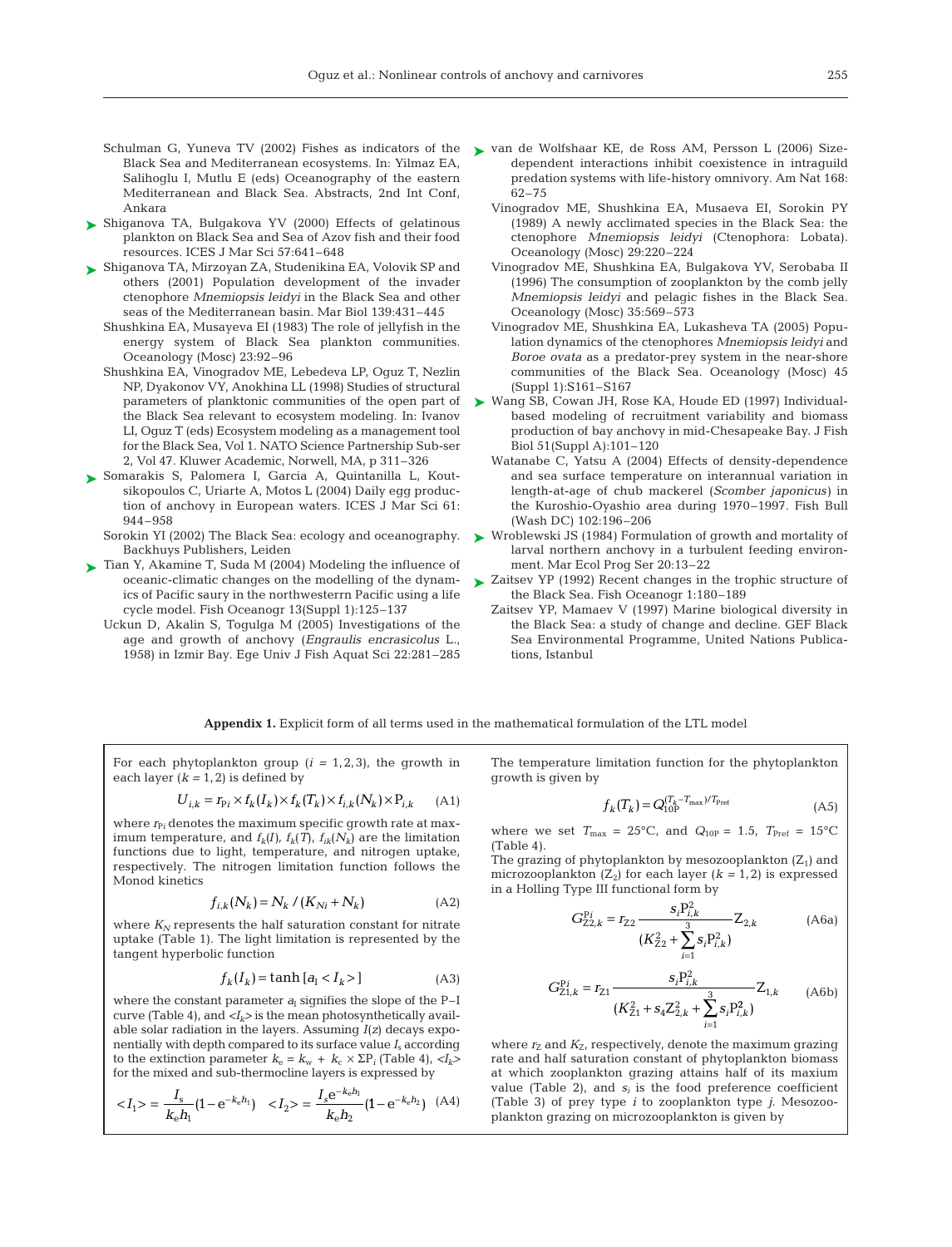Schulman G, Yuneva TV (2002) Fishes as indicators of the Black Sea and Mediterranean ecosystems. In: Yilmaz EA, Salihoglu I, Mutlu E (eds) Oceanography of the eastern Mediterranean and Black Sea. Abstracts, 2nd Int Conf, Ankara

Shiganova TA, Bulgakova YV (2000) Effects of gelatinous plankton on Black Sea and Sea of Azov fish and their food resources. ICES J Mar Sci 57:641–648

Shiganova TA, Mirzoyan ZA, Studenikina EA, Volovik SP and others (2001) Population development of the invader ctenophore *Mnemiopsis leidyi* in the Black Sea and other seas of the Mediterranean basin. Mar Biol 139:431–445

Shushkina EA, Musayeva EI (1983) The role of jellyfish in the energy system of Black Sea plankton communities. Oceanology (Mosc) 23:92–96

Shushkina EA, Vinogradov ME, Lebedeva LP, Oguz T, Nezlin NP, Dyakonov VY, Anokhina LL (1998) Studies of structural parameters of planktonic communities of the open part of the Black Sea relevant to ecosystem modeling. In: Ivanov LI, Oguz T (eds) Ecosystem modeling as a management tool for the Black Sea, Vol 1. NATO Science Partnership Sub-ser 2, Vol 47. Kluwer Academic, Norwell, MA, p 311–326

Somarakis S, Palomera I, Garcia A, Quintanilla L, Koutsikopoulos C, Uriarte A, Motos L (2004) Daily egg production of anchovy in European waters. ICES J Mar Sci 61: 944–958

Sorokin YI (2002) The Black Sea: ecology and oceanography. Backhuys Publishers, Leiden

Tian Y, Akamine T, Suda M (2004) Modeling the influence of oceanic-climatic changes on the modelling of the dynamics of Pacific saury in the northwesterrn Pacific using a life cycle model. Fish Oceanogr 13(Suppl 1):125–137

Uckun D, Akalin S, Togulga M (2005) Investigations of the age and growth of anchovy (*Engraulis encrasicolus* L., 1958) in Izmir Bay. Ege Univ J Fish Aquat Sci 22:281–285

van de Wolfshaar KE, de Ross AM, Persson L (2006) Size-dependent interactions inhibit coexistence in intraguild predation systems with life-history omnivory. Am Nat 168: 62–75

Vinogradov ME, Shushkina EA, Musaeva EI, Sorokin PY (1989) A newly acclimated species in the Black Sea: the ctenophore *Mnemiopsis leidyi* (Ctenophora: Lobata). Oceanology (Mosc) 29:220–224

Vinogradov ME, Shushkina EA, Bulgakova YV, Serobaba II (1996) The consumption of zooplankton by the comb jelly *Mnemiopsis leidyi* and pelagic fishes in the Black Sea. Oceanology (Mosc) 35:569–573

Vinogradov ME, Shushkina EA, Lukasheva TA (2005) Population dynamics of the ctenophores *Mnemiopsis leidyi* and *Boroe ovata* as a predator-prey system in the near-shore communities of the Black Sea. Oceanology (Mosc) 45 (Suppl 1):S161–S167

Wang SB, Cowan JH, Rose KA, Houde ED (1997) Individual-based modeling of recruitment variability and biomass production of bay anchovy in mid-Chesapeake Bay. J Fish Biol 51(Suppl A):101–120

Watanabe C, Yatsu A (2004) Effects of density-dependence and sea surface temperature on interannual variation in length-at-age of chub mackerel (*Scomber japonicus*) in the Kuroshio-Oyashio area during 1970–1997. Fish Bull (Wash DC) 102:196–206

Wroblewski JS (1984) Formulation of growth and mortality of larval northern anchovy in a turbulent feeding environment. Mar Ecol Prog Ser 20:13–22

Zaitsev YP (1992) Recent changes in the trophic structure of the Black Sea. Fish Oceanogr 1:180–189

Zaitsev YP, Mamaev V (1997) Marine biological diversity in the Black Sea: a study of change and decline. GEF Black Sea Environmental Programme, United Nations Publications, Istanbul

**Appendix 1.** Explicit form of all terms used in the mathematical formulation of the LTL model

For each phytoplankton group ($i$ = 1,2,3), the growth in each layer ($k$ = 1,2) is defined by

$$U_{i,k} = r_{Pi} \times f_k(I_k) \times f_k(T_k) \times f_{i,k}(N_k) \times P_{i,k} \quad \text{(A1)}$$

where $r_{Pi}$ denotes the maximum specific growth rate at maximum temperature, and $f_k(I)$, $f_k(T)$, $f_{ik}(N_k)$ are the limitation functions due to light, temperature, and nitrogen uptake, respectively. The nitrogen limitation function follows the Monod kinetics

$$f_{i,k}(N_k) = N_k / (K_{Ni} + N_k) \quad \text{(A2)}$$

where $K_N$ represents the half saturation constant for nitrate uptake (Table 1). The light limitation is represented by the tangent hyperbolic function

$$f_k(I_k) = \tanh[a_I < I_k >] \quad \text{(A3)}$$

where the constant parameter $a_I$ signifies the slope of the P–I curve (Table 4), and $<I_k>$ is the mean photosynthetically available solar radiation in the layers. Assuming $I(z)$ decays exponentially with depth compared to its surface value $I_s$ according to the extinction parameter $k_e = k_w + k_c \times \Sigma P_i$ (Table 4), $<I_k>$ for the mixed and sub-thermocline layers is expressed by

$$<I_1> = \frac{I_s}{k_e h_1}(1 - e^{-k_e h_1}) \quad <I_2> = \frac{I_s e^{-k_e h_1}}{k_e h_2}(1 - e^{-k_e h_2}) \quad \text{(A4)}$$

The temperature limitation function for the phytoplankton growth is given by

$$f_k(T_k) = Q_{10P}^{(T_k - T_{max})/T_{Pref}} \quad \text{(A5)}$$

where we set $T_{max}$ = 25°C, and $Q_{10P}$ = 1.5, $T_{Pref}$ = 15°C (Table 4).

The grazing of phytoplankton by mesozooplankton ($Z_1$) and microzooplankton ($Z_2$) for each layer ($k$ = 1,2) is expressed in a Holling Type III functional form by

$$G_{Z2,k}^{Pi} = r_{Z2} \frac{s_i P_{i,k}^2}{(K_{Z2}^2 + \sum_{i=1}^{3} s_i P_{i,k}^2)} Z_{2,k} \quad \text{(A6a)}$$

$$G_{Z1,k}^{Pi} = r_{Z1} \frac{s_i P_{i,k}^2}{(K_{Z1}^2 + s_4 Z_{2,k}^2 + \sum_{i=1}^{3} s_i P_{i,k}^2)} Z_{1,k} \quad \text{(A6b)}$$

where $r_Z$ and $K_Z$, respectively, denote the maximum grazing rate and half saturation constant of phytoplankton biomass at which zooplankton grazing attains half of its maxium value (Table 2), and $s_i$ is the food preference coefficient (Table 3) of prey type $i$ to zooplankton type $j$. Mesozooplankton grazing on microzooplankton is given by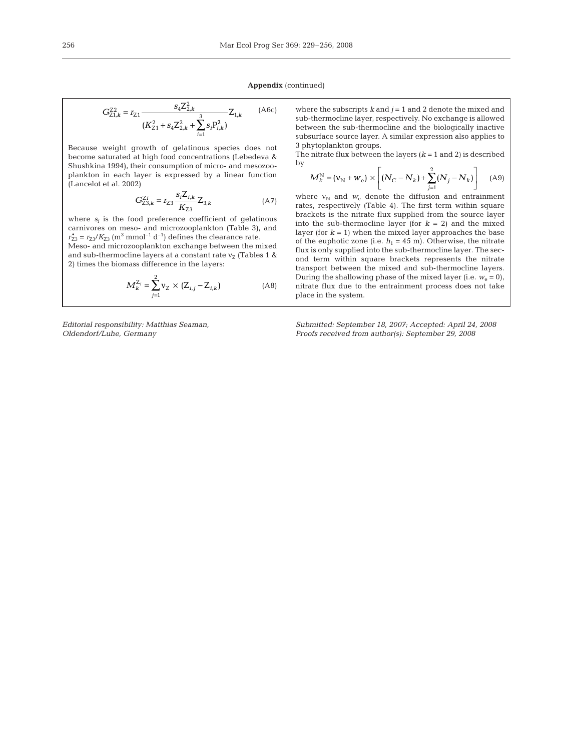**Appendix** (continued)

$$G^{Z2}_{Z1,k} = r_{Z1} \frac{s_4 Z^2_{2,k}}{(K^2_{Z1} + s_4 Z^2_{2,k} + \sum_{i=1}^{3} s_i P^2_{i,k})} Z_{1,k} \tag{A6c}$$

Because weight growth of gelatinous species does not become saturated at high food concentrations (Lebedeva & Shushkina 1994), their consumption of micro- and mesozooplankton in each layer is expressed by a linear function (Lancelot et al. 2002)

$$G^{Zi}_{Z3,k} = r_{Z3} \frac{s_i Z_{i,k}}{K_{Z3}} Z_{3,k} \tag{A7}$$

where $s_i$ is the food preference coefficient of gelatinous carnivores on meso- and microzooplankton (Table 3), and $r^{*}_{Z3} = r_{Z3}/K_{Z3}$ ($m^3$ $mmol^{-1}$ $d^{-1}$) defines the clearance rate.

Meso- and microzooplankton exchange between the mixed and sub-thermocline layers at a constant rate $v_Z$ (Tables 1 & 2) times the biomass difference in the layers:

$$M^{Z_i}_k = \sum_{j=1}^{2} v_Z \times (Z_{i,j} - Z_{i,k}) \tag{A8}$$

where the subscripts $k$ and $j$ = 1 and 2 denote the mixed and sub-thermocline layer, respectively. No exchange is allowed between the sub-thermocline and the biologically inactive subsurface source layer. A similar expression also applies to 3 phytoplankton groups.

The nitrate flux between the layers ($k$ = 1 and 2) is described by

$$M^{N}_k = (v_N + w_e) \times \left[ (N_C - N_k) + \sum_{j=1}^{2} (N_j - N_k) \right] \tag{A9}$$

where $v_N$ and $w_e$ denote the diffusion and entrainment rates, respectively (Table 4). The first term within square brackets is the nitrate flux supplied from the source layer into the sub-thermocline layer (for $k$ = 2) and the mixed layer (for $k$ = 1) when the mixed layer approaches the base of the euphotic zone (i.e. $h_1$ = 45 m). Otherwise, the nitrate flux is only supplied into the sub-thermocline layer. The second term within square brackets represents the nitrate transport between the mixed and sub-thermocline layers. During the shallowing phase of the mixed layer (i.e. $w_e$ = 0), nitrate flux due to the entrainment process does not take place in the system.

*Editorial responsibility: Matthias Seaman, Oldendorf/Luhe, Germany*

*Submitted: September 18, 2007; Accepted: April 24, 2008*
*Proofs received from author(s): September 29, 2008*